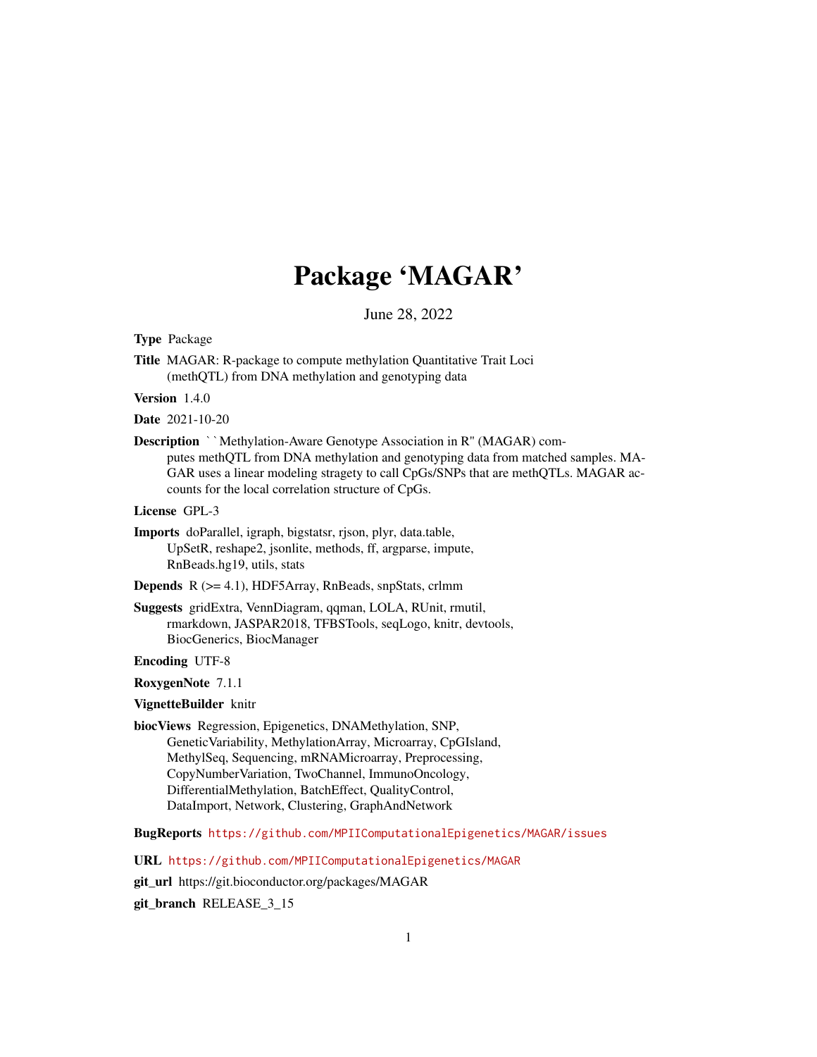# Package 'MAGAR'

June 28, 2022

**Type** Package

**Title** MAGAR: R-package to compute methylation Quantitative Trait Loci (methQTL) from DNA methylation and genotyping data

**Version** 1.4.0

**Date** 2021-10-20

**Description** ``Methylation-Aware Genotype Association in R'' (MAGAR) computes methQTL from DNA methylation and genotyping data from matched samples. MAGAR uses a linear modeling stragety to call CpGs/SNPs that are methQTLs. MAGAR accounts for the local correlation structure of CpGs.

**License** GPL-3

**Imports** doParallel, igraph, bigstatsr, rjson, plyr, data.table, UpSetR, reshape2, jsonlite, methods, ff, argparse, impute, RnBeads.hg19, utils, stats

**Depends** R (>= 4.1), HDF5Array, RnBeads, snpStats, crlmm

**Suggests** gridExtra, VennDiagram, qqman, LOLA, RUnit, rmutil, rmarkdown, JASPAR2018, TFBSTools, seqLogo, knitr, devtools, BiocGenerics, BiocManager

**Encoding** UTF-8

**RoxygenNote** 7.1.1

**VignetteBuilder** knitr

**biocViews** Regression, Epigenetics, DNAMethylation, SNP, GeneticVariability, MethylationArray, Microarray, CpGIsland, MethylSeq, Sequencing, mRNAMicroarray, Preprocessing, CopyNumberVariation, TwoChannel, ImmunoOncology, DifferentialMethylation, BatchEffect, QualityControl, DataImport, Network, Clustering, GraphAndNetwork

**BugReports** https://github.com/MPIIComputationalEpigenetics/MAGAR/issues

**URL** https://github.com/MPIIComputationalEpigenetics/MAGAR

**git_url** https://git.bioconductor.org/packages/MAGAR

**git_branch** RELEASE_3_15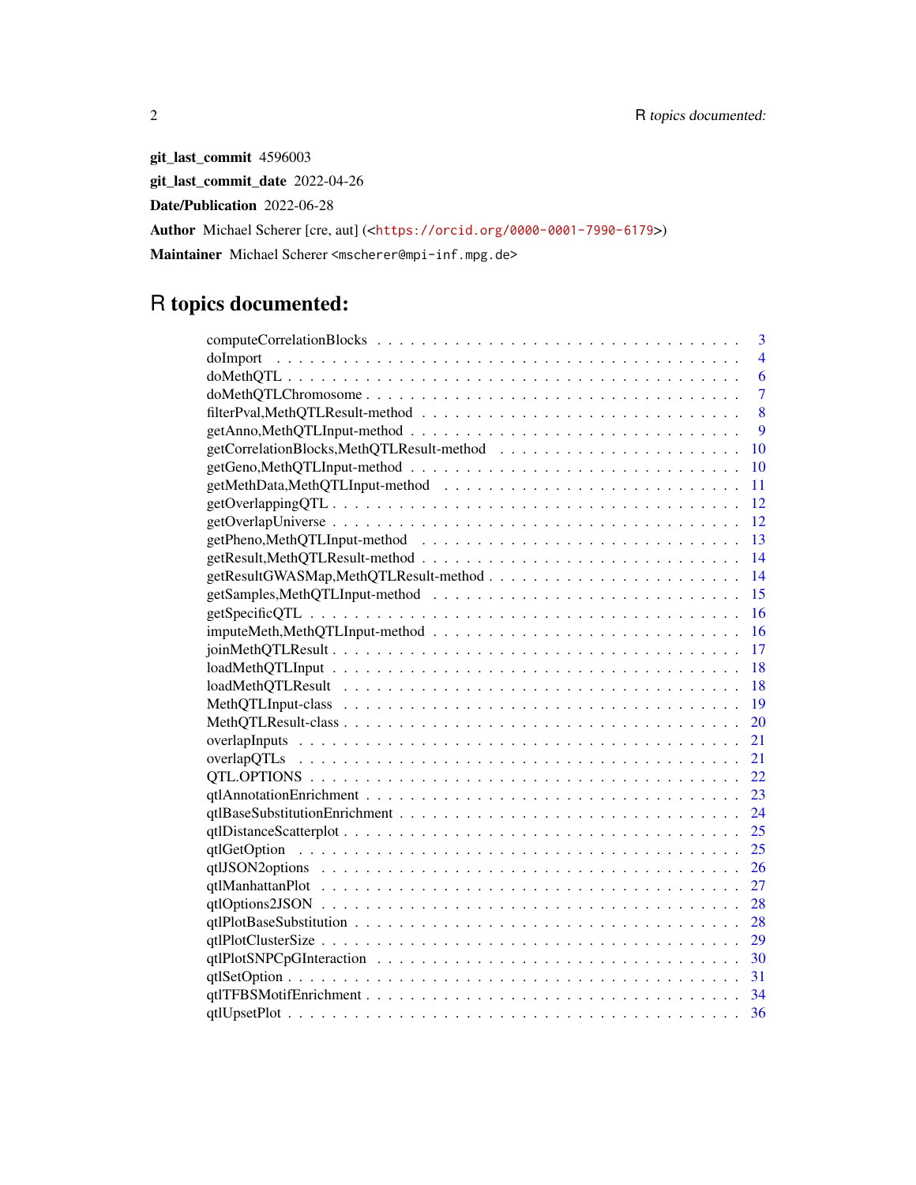**git_last_commit** 4596003

**git_last_commit_date** 2022-04-26

**Date/Publication** 2022-06-28

**Author** Michael Scherer [cre, aut] (<https://orcid.org/0000-0001-7990-6179>)

**Maintainer** Michael Scherer <mscherer@mpi-inf.mpg.de>

# R topics documented:

| Topic | Page |
|---|---|
| computeCorrelationBlocks | 3 |
| doImport | 4 |
| doMethQTL | 6 |
| doMethQTLChromosome | 7 |
| filterPval,MethQTLResult-method | 8 |
| getAnno,MethQTLInput-method | 9 |
| getCorrelationBlocks,MethQTLResult-method | 10 |
| getGeno,MethQTLInput-method | 10 |
| getMethData,MethQTLInput-method | 11 |
| getOverlappingQTL | 12 |
| getOverlapUniverse | 12 |
| getPheno,MethQTLInput-method | 13 |
| getResult,MethQTLResult-method | 14 |
| getResultGWASMap,MethQTLResult-method | 14 |
| getSamples,MethQTLInput-method | 15 |
| getSpecificQTL | 16 |
| imputeMeth,MethQTLInput-method | 16 |
| joinMethQTLResult | 17 |
| loadMethQTLInput | 18 |
| loadMethQTLResult | 18 |
| MethQTLInput-class | 19 |
| MethQTLResult-class | 20 |
| overlapInputs | 21 |
| overlapQTLs | 21 |
| QTL.OPTIONS | 22 |
| qtlAnnotationEnrichment | 23 |
| qtlBaseSubstitutionEnrichment | 24 |
| qtlDistanceScatterplot | 25 |
| qtlGetOption | 25 |
| qtlJSON2options | 26 |
| qtlManhattanPlot | 27 |
| qtlOptions2JSON | 28 |
| qtlPlotBaseSubstitution | 28 |
| qtlPlotClusterSize | 29 |
| qtlPlotSNPCpGInteraction | 30 |
| qtlSetOption | 31 |
| qtlTFBSMotifEnrichment | 34 |
| qtlUpsetPlot | 36 |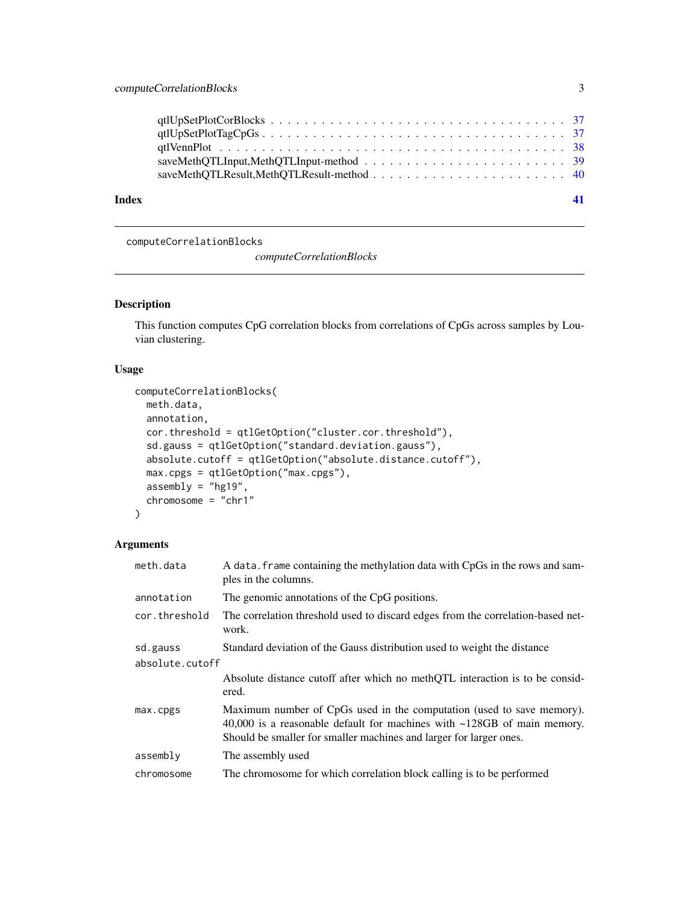| | |
|---|---|
| qtlUpSetPlotCorBlocks | 37 |
| qtlUpSetPlotTagCpGs | 37 |
| qtlVennPlot | 38 |
| saveMethQTLInput,MethQTLInput-method | 39 |
| saveMethQTLResult,MethQTLResult-method | 40 |

**Index** **41**

---

computeCorrelationBlocks *computeCorrelationBlocks*

---

## Description

This function computes CpG correlation blocks from correlations of CpGs across samples by Louvian clustering.

## Usage

```
computeCorrelationBlocks(
  meth.data,
  annotation,
  cor.threshold = qtlGetOption("cluster.cor.threshold"),
  sd.gauss = qtlGetOption("standard.deviation.gauss"),
  absolute.cutoff = qtlGetOption("absolute.distance.cutoff"),
  max.cpgs = qtlGetOption("max.cpgs"),
  assembly = "hg19",
  chromosome = "chr1"
)
```

## Arguments

| | |
|---|---|
| `meth.data` | A `data.frame` containing the methylation data with CpGs in the rows and samples in the columns. |
| `annotation` | The genomic annotations of the CpG positions. |
| `cor.threshold` | The correlation threshold used to discard edges from the correlation-based network. |
| `sd.gauss` | Standard deviation of the Gauss distribution used to weight the distance |
| `absolute.cutoff` | Absolute distance cutoff after which no methQTL interaction is to be considered. |
| `max.cpgs` | Maximum number of CpGs used in the computation (used to save memory). 40,000 is a reasonable default for machines with ~128GB of main memory. Should be smaller for smaller machines and larger for larger ones. |
| `assembly` | The assembly used |
| `chromosome` | The chromosome for which correlation block calling is to be performed |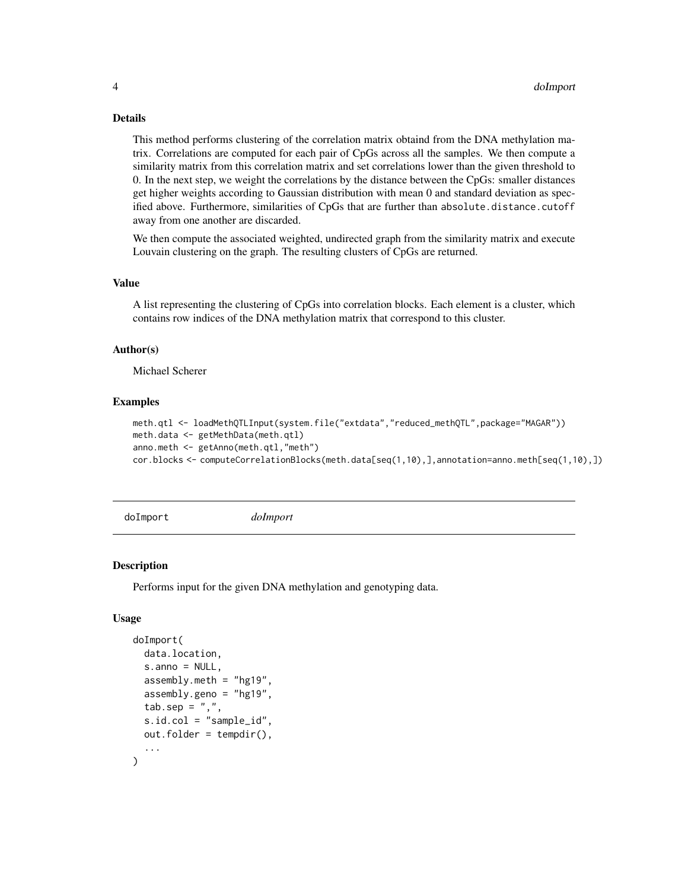### Details

This method performs clustering of the correlation matrix obtaind from the DNA methylation matrix. Correlations are computed for each pair of CpGs across all the samples. We then compute a similarity matrix from this correlation matrix and set correlations lower than the given threshold to 0. In the next step, we weight the correlations by the distance between the CpGs: smaller distances get higher weights according to Gaussian distribution with mean 0 and standard deviation as specified above. Furthermore, similarities of CpGs that are further than `absolute.distance.cutoff` away from one another are discarded.

We then compute the associated weighted, undirected graph from the similarity matrix and execute Louvain clustering on the graph. The resulting clusters of CpGs are returned.

### Value

A list representing the clustering of CpGs into correlation blocks. Each element is a cluster, which contains row indices of the DNA methylation matrix that correspond to this cluster.

### Author(s)

Michael Scherer

### Examples

```
meth.qtl <- loadMethQTLInput(system.file("extdata","reduced_methQTL",package="MAGAR"))
meth.data <- getMethData(meth.qtl)
anno.meth <- getAnno(meth.qtl,"meth")
cor.blocks <- computeCorrelationBlocks(meth.data[seq(1,10),],annotation=anno.meth[seq(1,10),])
```

## doImport *doImport*

### Description

Performs input for the given DNA methylation and genotyping data.

### Usage

```
doImport(
  data.location,
  s.anno = NULL,
  assembly.meth = "hg19",
  assembly.geno = "hg19",
  tab.sep = ",",
  s.id.col = "sample_id",
  out.folder = tempdir(),
  ...
)
```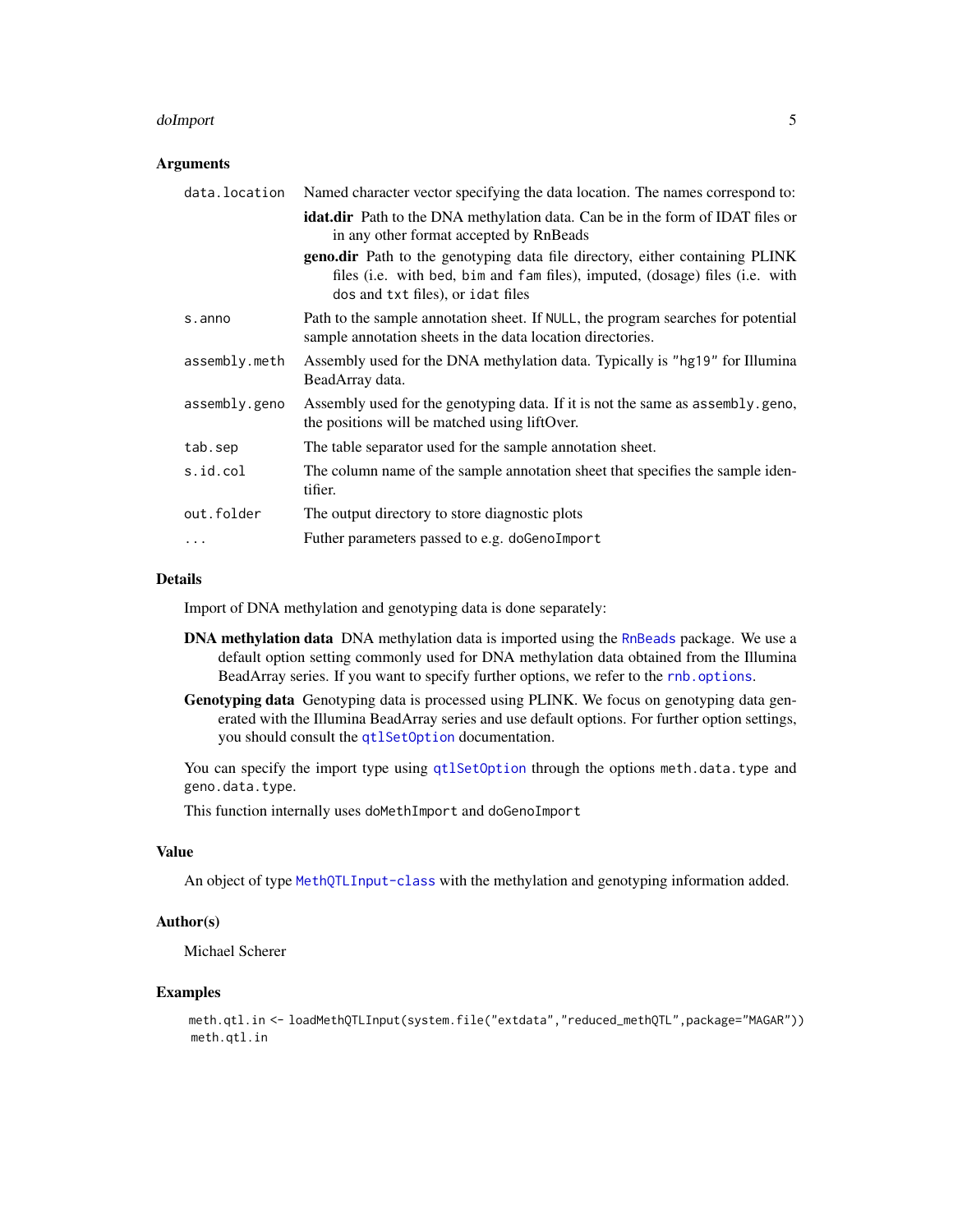### Arguments

- **data.location** Named character vector specifying the data location. The names correspond to:
  - **idat.dir** Path to the DNA methylation data. Can be in the form of IDAT files or in any other format accepted by RnBeads
  - **geno.dir** Path to the genotyping data file directory, either containing PLINK files (i.e. with bed, bim and fam files), imputed, (dosage) files (i.e. with dos and txt files), or idat files
- **s.anno** Path to the sample annotation sheet. If NULL, the program searches for potential sample annotation sheets in the data location directories.
- **assembly.meth** Assembly used for the DNA methylation data. Typically is "hg19" for Illumina BeadArray data.
- **assembly.geno** Assembly used for the genotyping data. If it is not the same as assembly.geno, the positions will be matched using liftOver.
- **tab.sep** The table separator used for the sample annotation sheet.
- **s.id.col** The column name of the sample annotation sheet that specifies the sample identifier.
- **out.folder** The output directory to store diagnostic plots
- **...** Futher parameters passed to e.g. doGenoImport

### Details

Import of DNA methylation and genotyping data is done separately:

**DNA methylation data** DNA methylation data is imported using the RnBeads package. We use a default option setting commonly used for DNA methylation data obtained from the Illumina BeadArray series. If you want to specify further options, we refer to the rnb.options.

**Genotyping data** Genotyping data is processed using PLINK. We focus on genotyping data generated with the Illumina BeadArray series and use default options. For further option settings, you should consult the qtlSetOption documentation.

You can specify the import type using qtlSetOption through the options meth.data.type and geno.data.type.

This function internally uses doMethImport and doGenoImport

### Value

An object of type MethQTLInput-class with the methylation and genotyping information added.

### Author(s)

Michael Scherer

### Examples

```
meth.qtl.in <- loadMethQTLInput(system.file("extdata","reduced_methQTL",package="MAGAR"))
meth.qtl.in
```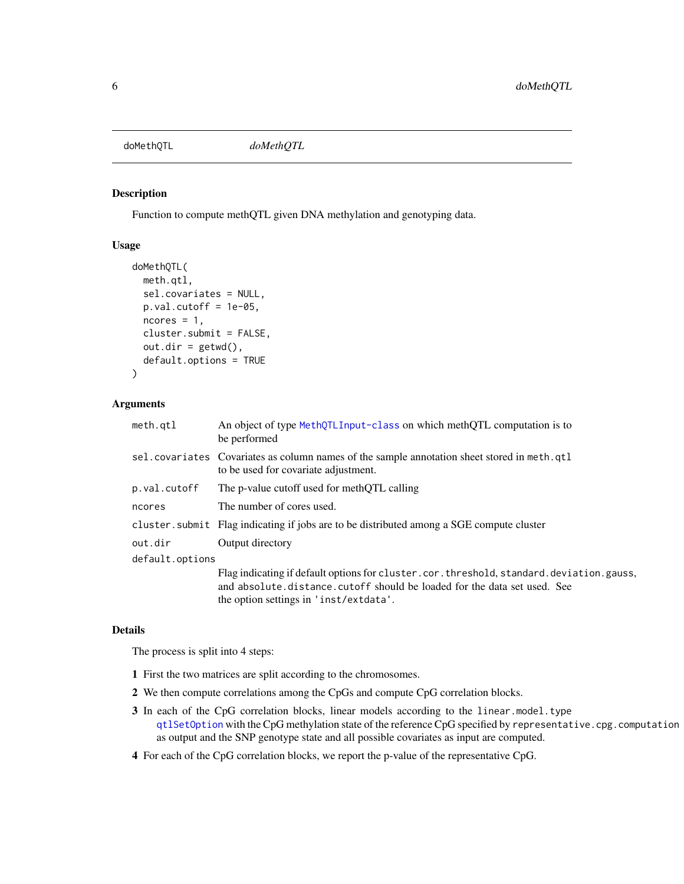## doMethQTL

*doMethQTL*

### Description

Function to compute methQTL given DNA methylation and genotyping data.

### Usage

```
doMethQTL(
  meth.qtl,
  sel.covariates = NULL,
  p.val.cutoff = 1e-05,
  ncores = 1,
  cluster.submit = FALSE,
  out.dir = getwd(),
  default.options = TRUE
)
```

### Arguments

| | |
|---|---|
| `meth.qtl` | An object of type `MethQTLInput-class` on which methQTL computation is to be performed |
| `sel.covariates` | Covariates as column names of the sample annotation sheet stored in `meth.qtl` to be used for covariate adjustment. |
| `p.val.cutoff` | The p-value cutoff used for methQTL calling |
| `ncores` | The number of cores used. |
| `cluster.submit` | Flag indicating if jobs are to be distributed among a SGE compute cluster |
| `out.dir` | Output directory |
| `default.options` | Flag indicating if default options for `cluster.cor.threshold`, `standard.deviation.gauss`, and `absolute.distance.cutoff` should be loaded for the data set used. See the option settings in `'inst/extdata'`. |

### Details

The process is split into 4 steps:

1. First the two matrices are split according to the chromosomes.
2. We then compute correlations among the CpGs and compute CpG correlation blocks.
3. In each of the CpG correlation blocks, linear models according to the `linear.model.type` `qtlSetOption` with the CpG methylation state of the reference CpG specified by `representative.cpg.computation` as output and the SNP genotype state and all possible covariates as input are computed.
4. For each of the CpG correlation blocks, we report the p-value of the representative CpG.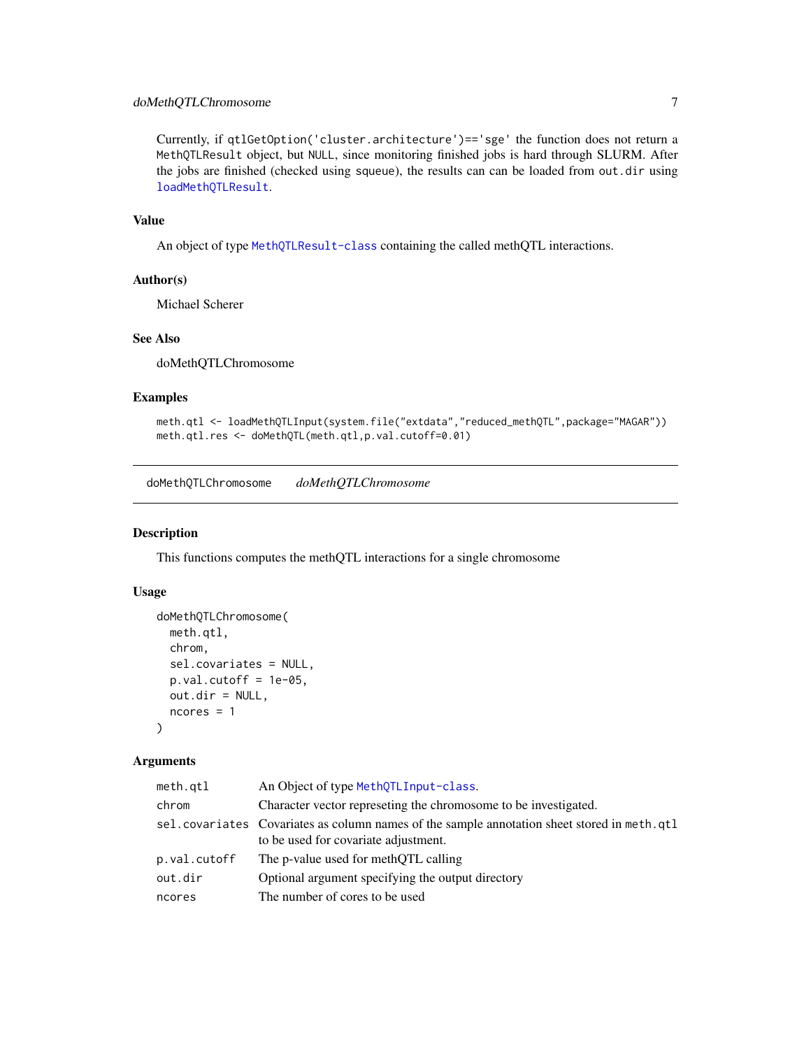Currently, if `qtlGetOption('cluster.architecture')=='sge'` the function does not return a `MethQTLResult` object, but `NULL`, since monitoring finished jobs is hard through SLURM. After the jobs are finished (checked using `squeue`), the results can can be loaded from `out.dir` using `loadMethQTLResult`.

### Value

An object of type `MethQTLResult-class` containing the called methQTL interactions.

### Author(s)

Michael Scherer

### See Also

doMethQTLChromosome

### Examples

```
meth.qtl <- loadMethQTLInput(system.file("extdata","reduced_methQTL",package="MAGAR"))
meth.qtl.res <- doMethQTL(meth.qtl,p.val.cutoff=0.01)
```

---

## doMethQTLChromosome *doMethQTLChromosome*

---

### Description

This functions computes the methQTL interactions for a single chromosome

### Usage

```
doMethQTLChromosome(
  meth.qtl,
  chrom,
  sel.covariates = NULL,
  p.val.cutoff = 1e-05,
  out.dir = NULL,
  ncores = 1
)
```

### Arguments

| | |
|---|---|
| `meth.qtl` | An Object of type `MethQTLInput-class`. |
| `chrom` | Character vector represeting the chromosome to be investigated. |
| `sel.covariates` | Covariates as column names of the sample annotation sheet stored in `meth.qtl` to be used for covariate adjustment. |
| `p.val.cutoff` | The p-value used for methQTL calling |
| `out.dir` | Optional argument specifying the output directory |
| `ncores` | The number of cores to be used |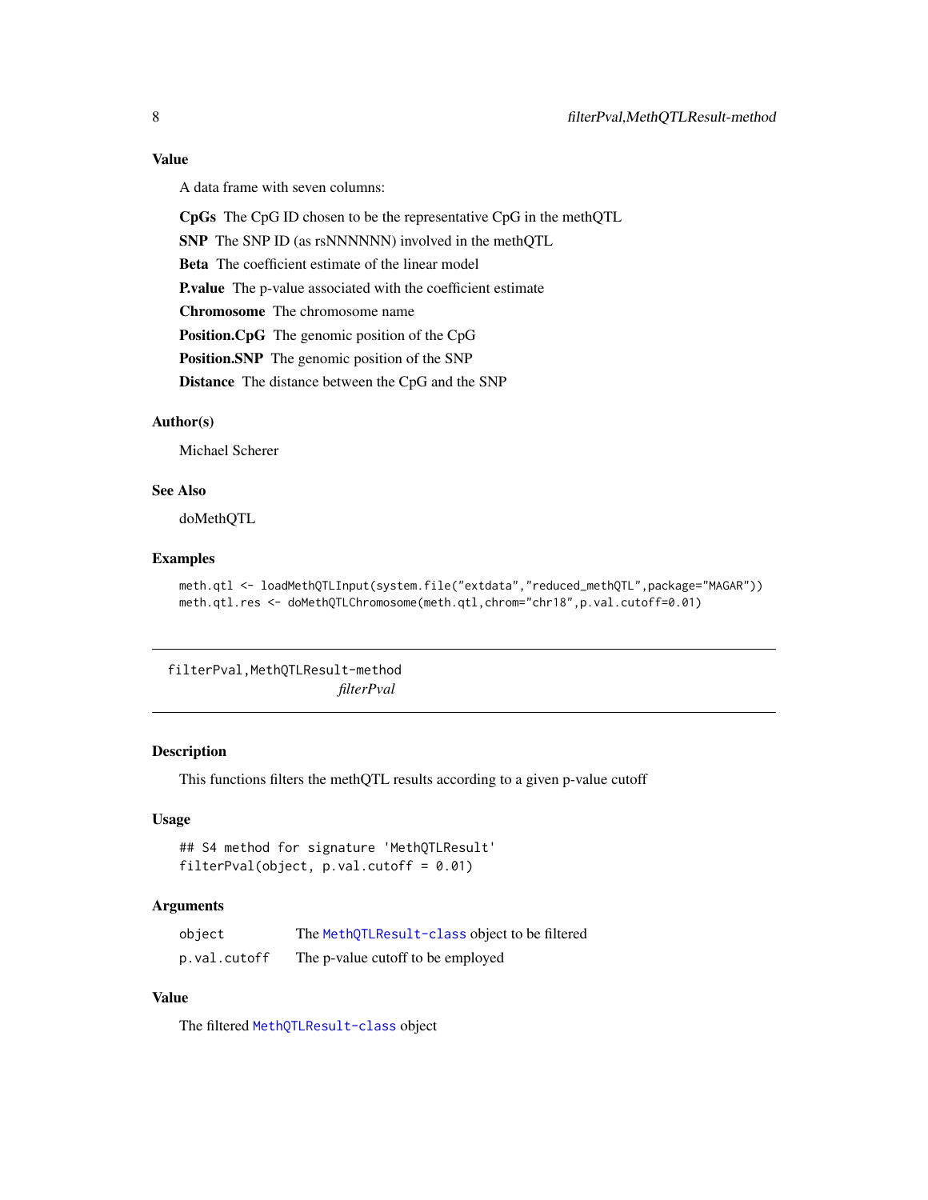### Value

A data frame with seven columns:

**CpGs** The CpG ID chosen to be the representative CpG in the methQTL

**SNP** The SNP ID (as rsNNNNNN) involved in the methQTL

**Beta** The coefficient estimate of the linear model

**P.value** The p-value associated with the coefficient estimate

**Chromosome** The chromosome name

**Position.CpG** The genomic position of the CpG

**Position.SNP** The genomic position of the SNP

**Distance** The distance between the CpG and the SNP

### Author(s)

Michael Scherer

### See Also

doMethQTL

### Examples

```
meth.qtl <- loadMethQTLInput(system.file("extdata","reduced_methQTL",package="MAGAR"))
meth.qtl.res <- doMethQTLChromosome(meth.qtl,chrom="chr18",p.val.cutoff=0.01)
```

---

## filterPval,MethQTLResult-method

*filterPval*

---

### Description

This functions filters the methQTL results according to a given p-value cutoff

### Usage

```
## S4 method for signature 'MethQTLResult'
filterPval(object, p.val.cutoff = 0.01)
```

### Arguments

| | |
|---|---|
| `object` | The `MethQTLResult-class` object to be filtered |
| `p.val.cutoff` | The p-value cutoff to be employed |

### Value

The filtered `MethQTLResult-class` object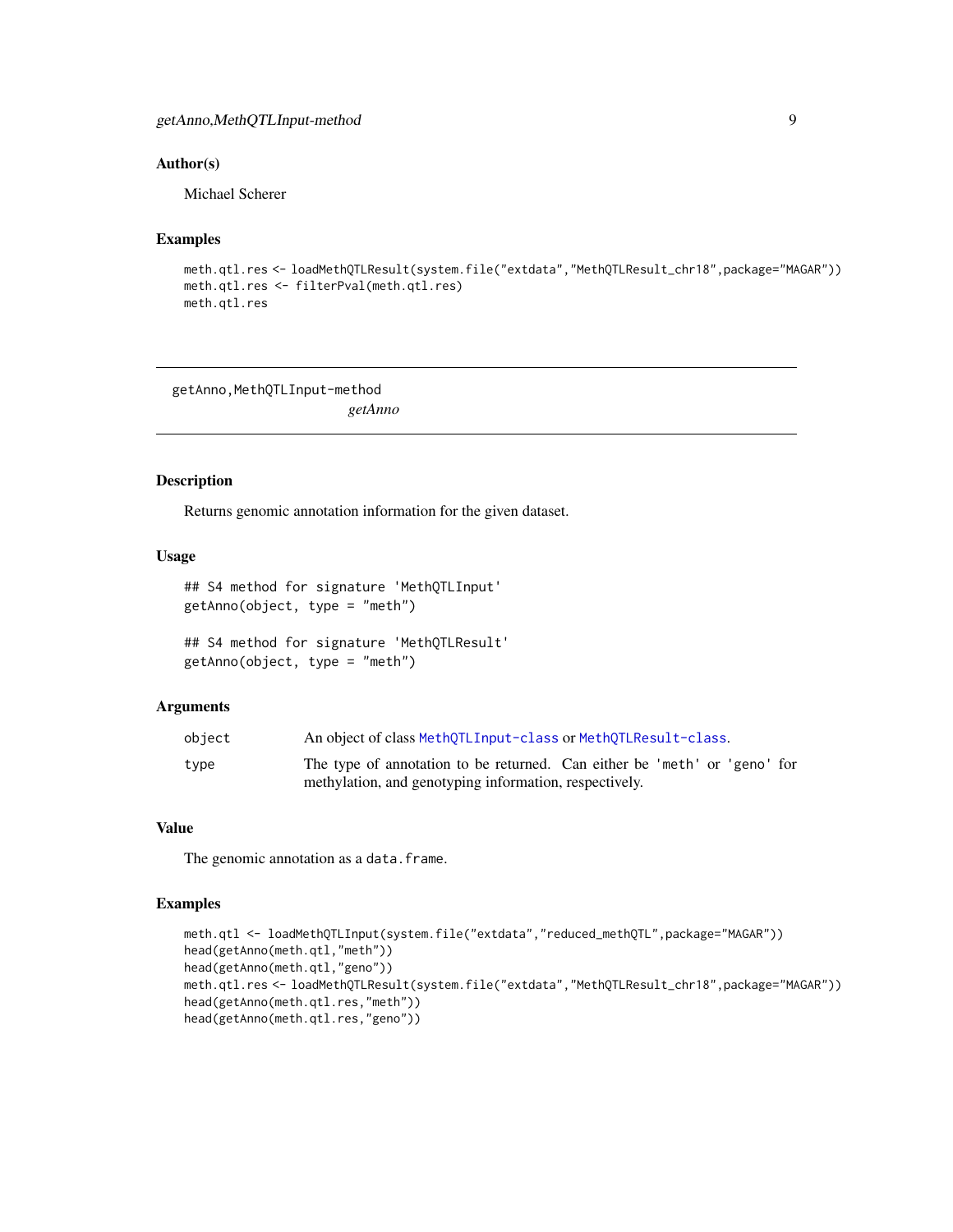## Author(s)

Michael Scherer

## Examples

```
meth.qtl.res <- loadMethQTLResult(system.file("extdata","MethQTLResult_chr18",package="MAGAR"))
meth.qtl.res <- filterPval(meth.qtl.res)
meth.qtl.res
```

---

# getAnno,MethQTLInput-method

*getAnno*

---

## Description

Returns genomic annotation information for the given dataset.

## Usage

```
## S4 method for signature 'MethQTLInput'
getAnno(object, type = "meth")

## S4 method for signature 'MethQTLResult'
getAnno(object, type = "meth")
```

## Arguments

| | |
|---|---|
| object | An object of class MethQTLInput-class or MethQTLResult-class. |
| type | The type of annotation to be returned. Can either be 'meth' or 'geno' for methylation, and genotyping information, respectively. |

## Value

The genomic annotation as a `data.frame`.

## Examples

```
meth.qtl <- loadMethQTLInput(system.file("extdata","reduced_methQTL",package="MAGAR"))
head(getAnno(meth.qtl,"meth"))
head(getAnno(meth.qtl,"geno"))
meth.qtl.res <- loadMethQTLResult(system.file("extdata","MethQTLResult_chr18",package="MAGAR"))
head(getAnno(meth.qtl.res,"meth"))
head(getAnno(meth.qtl.res,"geno"))
```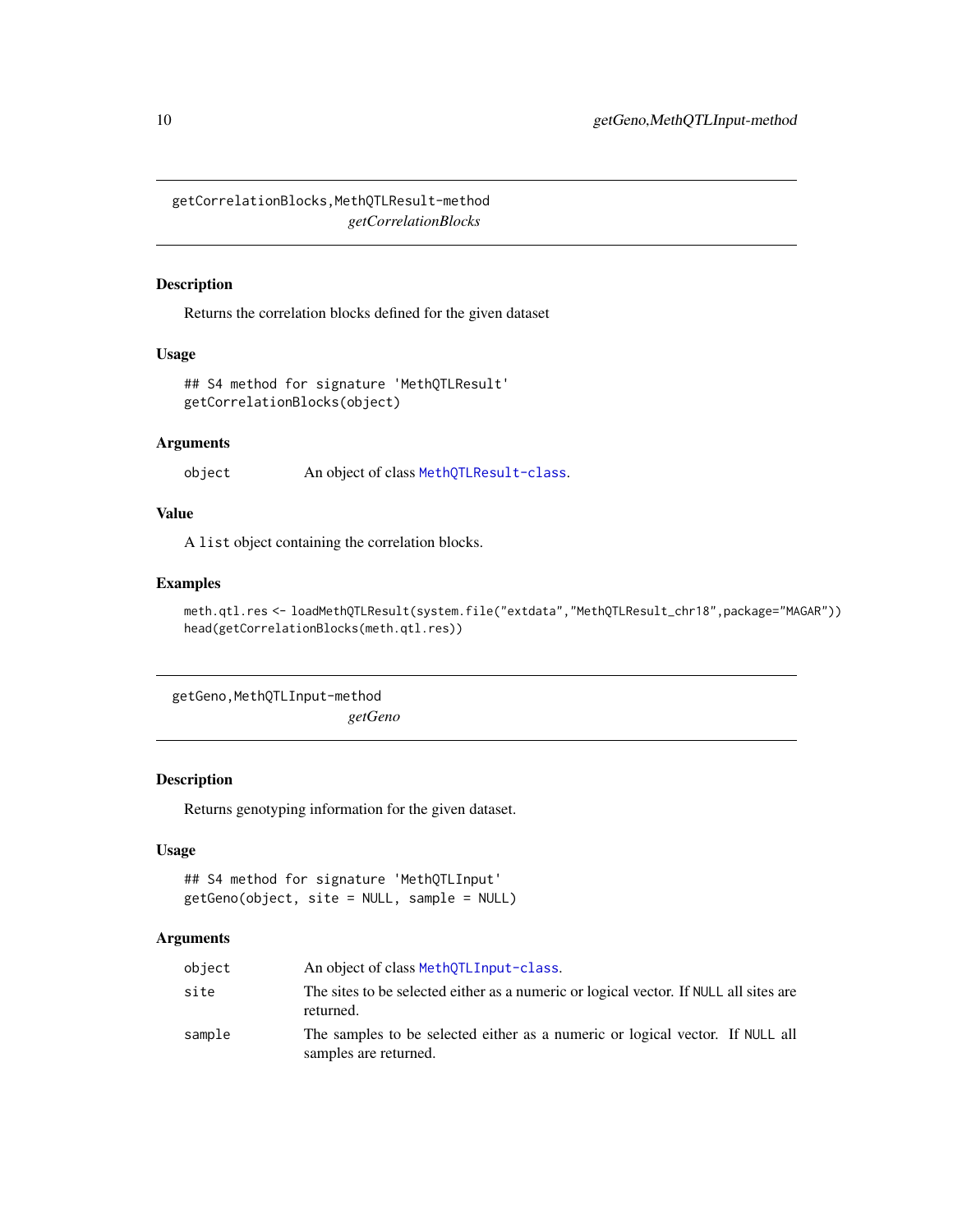## getCorrelationBlocks,MethQTLResult-method

*getCorrelationBlocks*

### Description

Returns the correlation blocks defined for the given dataset

### Usage

```
## S4 method for signature 'MethQTLResult'
getCorrelationBlocks(object)
```

### Arguments

| | |
|---|---|
| object | An object of class MethQTLResult-class. |

### Value

A `list` object containing the correlation blocks.

### Examples

```
meth.qtl.res <- loadMethQTLResult(system.file("extdata","MethQTLResult_chr18",package="MAGAR"))
head(getCorrelationBlocks(meth.qtl.res))
```

## getGeno,MethQTLInput-method

*getGeno*

### Description

Returns genotyping information for the given dataset.

### Usage

```
## S4 method for signature 'MethQTLInput'
getGeno(object, site = NULL, sample = NULL)
```

### Arguments

| | |
|---|---|
| object | An object of class MethQTLInput-class. |
| site | The sites to be selected either as a numeric or logical vector. If NULL all sites are returned. |
| sample | The samples to be selected either as a numeric or logical vector. If NULL all samples are returned. |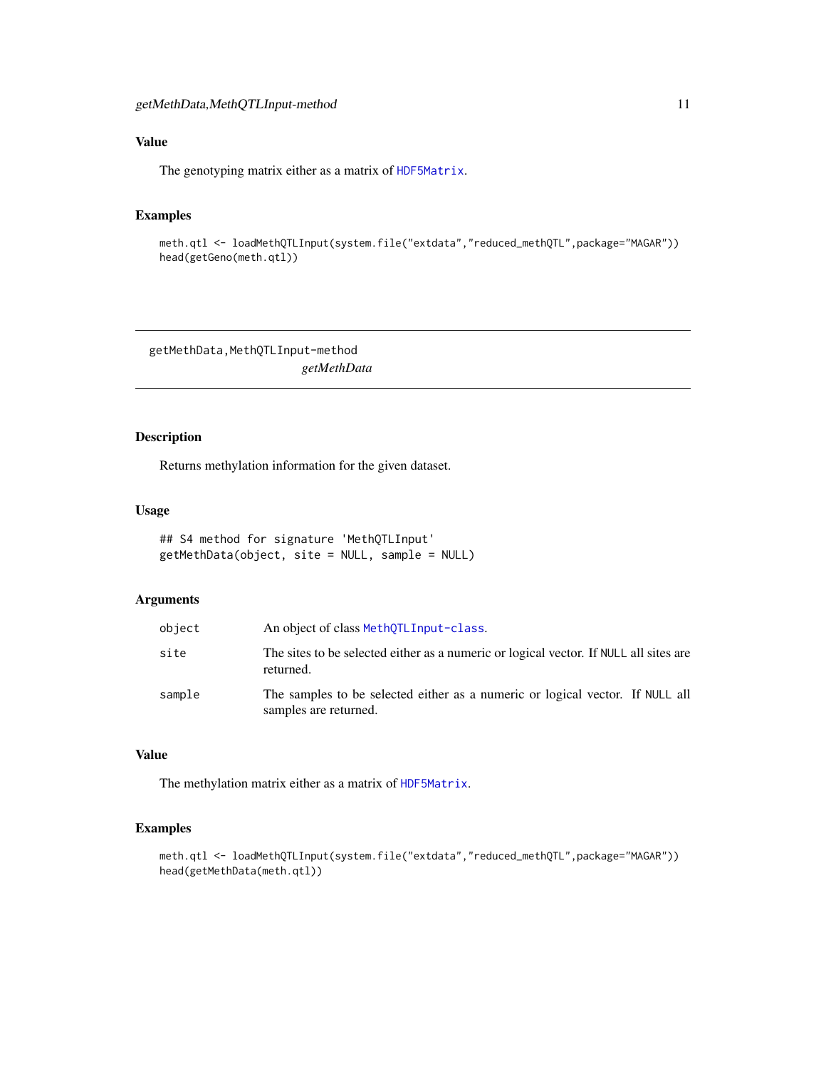### Value

The genotyping matrix either as a matrix of `HDF5Matrix`.

### Examples

```
meth.qtl <- loadMethQTLInput(system.file("extdata","reduced_methQTL",package="MAGAR"))
head(getGeno(meth.qtl))
```

---

## getMethData,MethQTLInput-method

*getMethData*

---

### Description

Returns methylation information for the given dataset.

### Usage

```
## S4 method for signature 'MethQTLInput'
getMethData(object, site = NULL, sample = NULL)
```

### Arguments

| | |
|---|---|
| `object` | An object of class `MethQTLInput-class`. |
| `site` | The sites to be selected either as a numeric or logical vector. If `NULL` all sites are returned. |
| `sample` | The samples to be selected either as a numeric or logical vector. If `NULL` all samples are returned. |

### Value

The methylation matrix either as a matrix of `HDF5Matrix`.

### Examples

```
meth.qtl <- loadMethQTLInput(system.file("extdata","reduced_methQTL",package="MAGAR"))
head(getMethData(meth.qtl))
```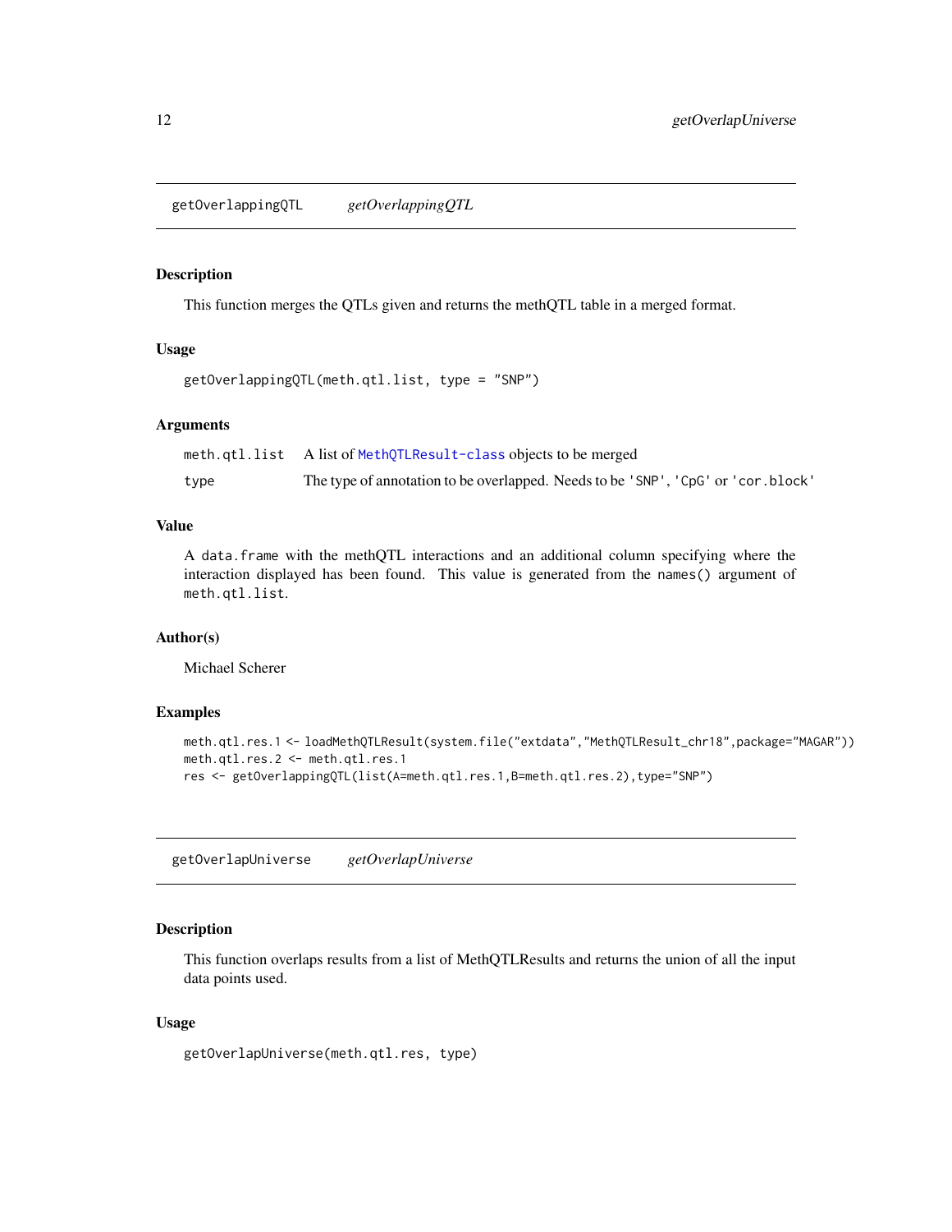## getOverlappingQTL *getOverlappingQTL*

### Description

This function merges the QTLs given and returns the methQTL table in a merged format.

### Usage

```
getOverlappingQTL(meth.qtl.list, type = "SNP")
```

### Arguments

| | |
|---|---|
| meth.qtl.list | A list of MethQTLResult-class objects to be merged |
| type | The type of annotation to be overlapped. Needs to be 'SNP', 'CpG' or 'cor.block' |

### Value

A data.frame with the methQTL interactions and an additional column specifying where the interaction displayed has been found. This value is generated from the names() argument of meth.qtl.list.

### Author(s)

Michael Scherer

### Examples

```
meth.qtl.res.1 <- loadMethQTLResult(system.file("extdata","MethQTLResult_chr18",package="MAGAR"))
meth.qtl.res.2 <- meth.qtl.res.1
res <- getOverlappingQTL(list(A=meth.qtl.res.1,B=meth.qtl.res.2),type="SNP")
```

## getOverlapUniverse *getOverlapUniverse*

### Description

This function overlaps results from a list of MethQTLResults and returns the union of all the input data points used.

### Usage

```
getOverlapUniverse(meth.qtl.res, type)
```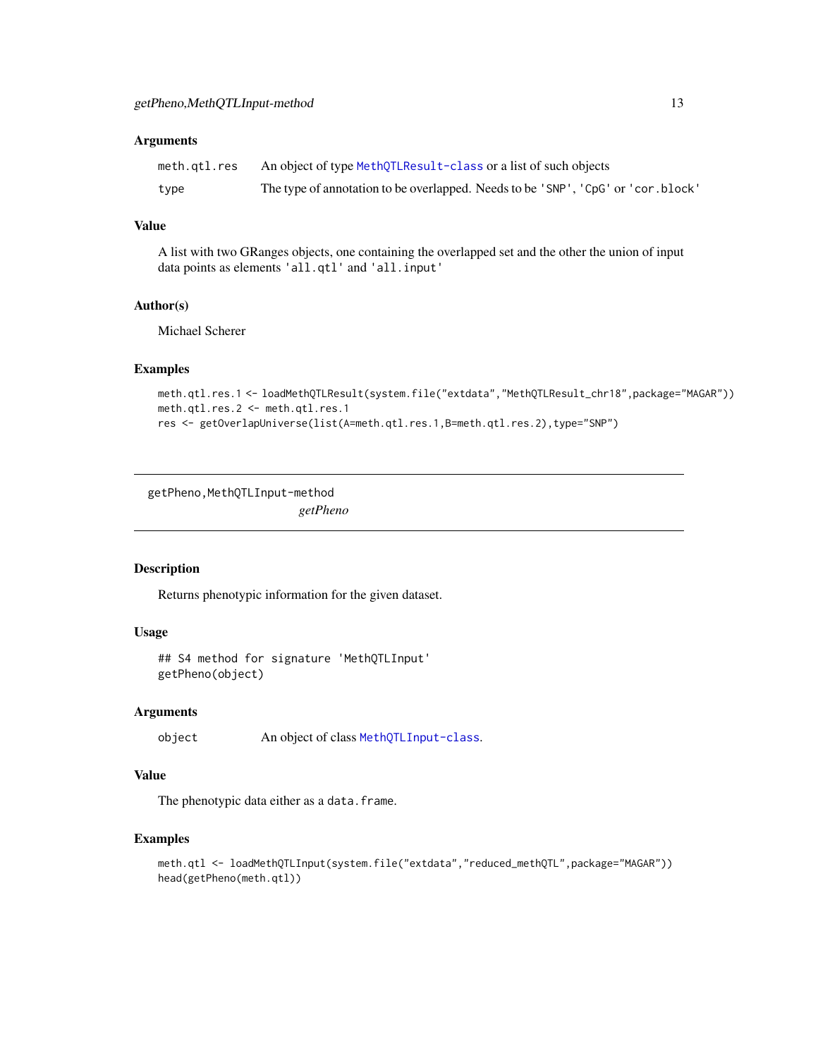### Arguments

| | |
|---|---|
| meth.qtl.res | An object of type MethQTLResult-class or a list of such objects |
| type | The type of annotation to be overlapped. Needs to be 'SNP', 'CpG' or 'cor.block' |

### Value

A list with two GRanges objects, one containing the overlapped set and the other the union of input data points as elements 'all.qtl' and 'all.input'

### Author(s)

Michael Scherer

### Examples

```
meth.qtl.res.1 <- loadMethQTLResult(system.file("extdata","MethQTLResult_chr18",package="MAGAR"))
meth.qtl.res.2 <- meth.qtl.res.1
res <- getOverlapUniverse(list(A=meth.qtl.res.1,B=meth.qtl.res.2),type="SNP")
```

---

## getPheno,MethQTLInput-method

*getPheno*

---

### Description

Returns phenotypic information for the given dataset.

### Usage

```
## S4 method for signature 'MethQTLInput'
getPheno(object)
```

### Arguments

| | |
|---|---|
| object | An object of class MethQTLInput-class. |

### Value

The phenotypic data either as a `data.frame`.

### Examples

```
meth.qtl <- loadMethQTLInput(system.file("extdata","reduced_methQTL",package="MAGAR"))
head(getPheno(meth.qtl))
```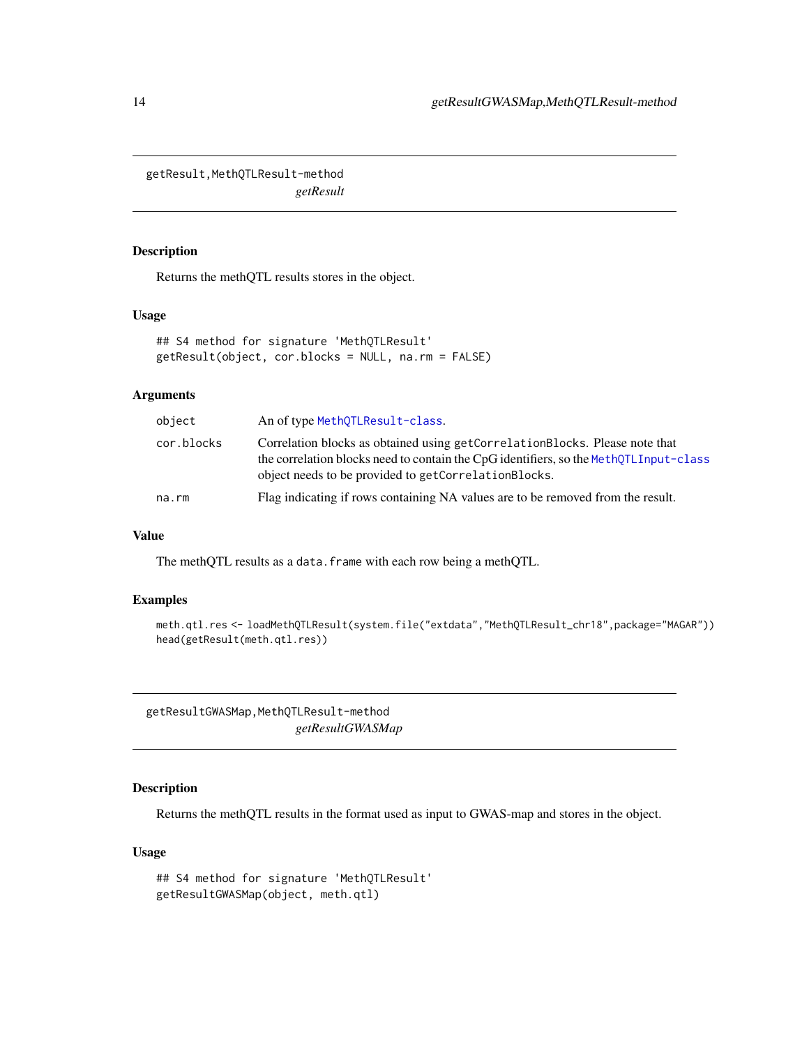## getResult,MethQTLResult-method

*getResult*

### Description

Returns the methQTL results stores in the object.

### Usage

```
## S4 method for signature 'MethQTLResult'
getResult(object, cor.blocks = NULL, na.rm = FALSE)
```

### Arguments

| | |
|---|---|
| object | An of type MethQTLResult-class. |
| cor.blocks | Correlation blocks as obtained using getCorrelationBlocks. Please note that the correlation blocks need to contain the CpG identifiers, so the MethQTLInput-class object needs to be provided to getCorrelationBlocks. |
| na.rm | Flag indicating if rows containing NA values are to be removed from the result. |

### Value

The methQTL results as a data.frame with each row being a methQTL.

### Examples

```
meth.qtl.res <- loadMethQTLResult(system.file("extdata","MethQTLResult_chr18",package="MAGAR"))
head(getResult(meth.qtl.res))
```

## getResultGWASMap,MethQTLResult-method

*getResultGWASMap*

### Description

Returns the methQTL results in the format used as input to GWAS-map and stores in the object.

### Usage

```
## S4 method for signature 'MethQTLResult'
getResultGWASMap(object, meth.qtl)
```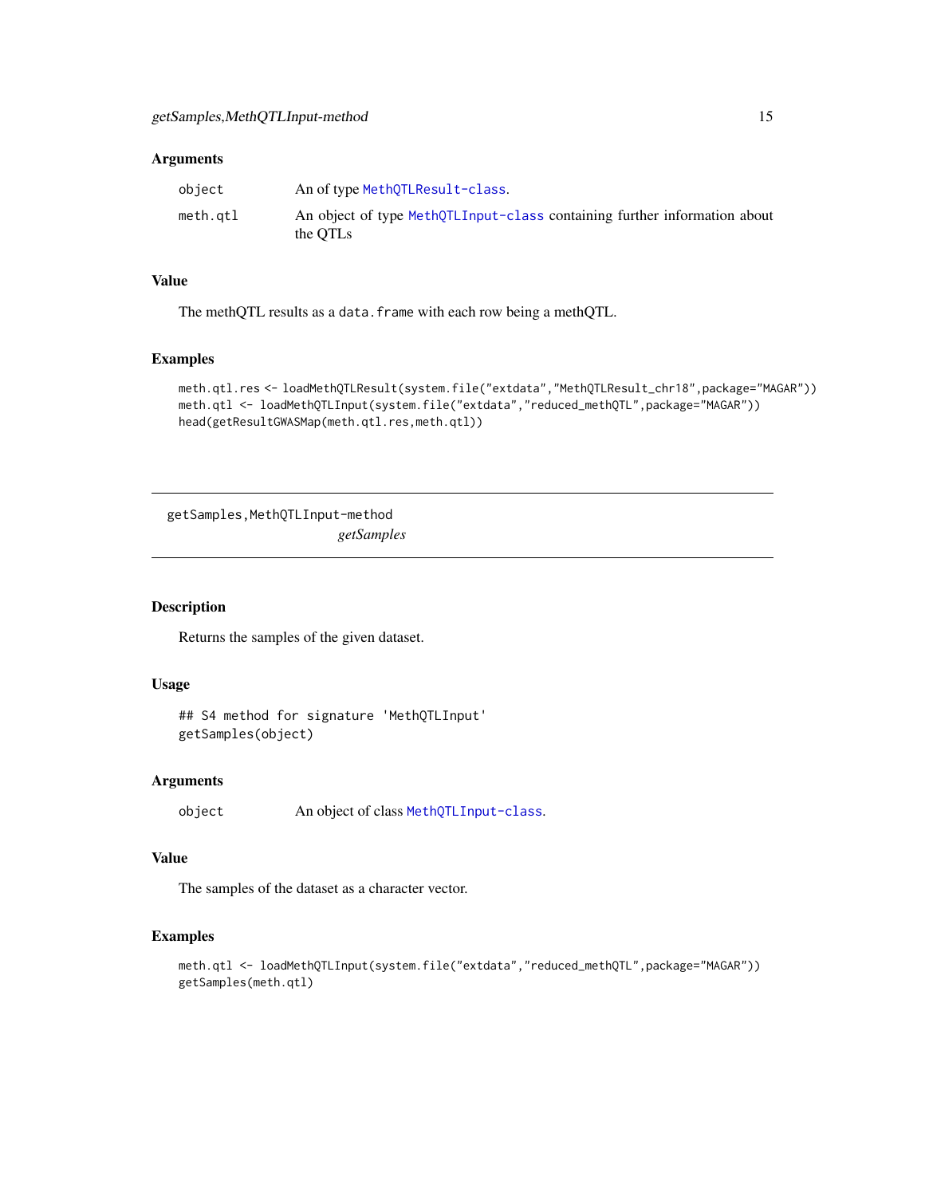### Arguments

| | |
|---|---|
| object | An of type MethQTLResult-class. |
| meth.qtl | An object of type MethQTLInput-class containing further information about the QTLs |

### Value

The methQTL results as a data.frame with each row being a methQTL.

### Examples

```
meth.qtl.res <- loadMethQTLResult(system.file("extdata","MethQTLResult_chr18",package="MAGAR"))
meth.qtl <- loadMethQTLInput(system.file("extdata","reduced_methQTL",package="MAGAR"))
head(getResultGWASMap(meth.qtl.res,meth.qtl))
```

---

## getSamples,MethQTLInput-method

*getSamples*

---

### Description

Returns the samples of the given dataset.

### Usage

```
## S4 method for signature 'MethQTLInput'
getSamples(object)
```

### Arguments

| | |
|---|---|
| object | An object of class MethQTLInput-class. |

### Value

The samples of the dataset as a character vector.

### Examples

```
meth.qtl <- loadMethQTLInput(system.file("extdata","reduced_methQTL",package="MAGAR"))
getSamples(meth.qtl)
```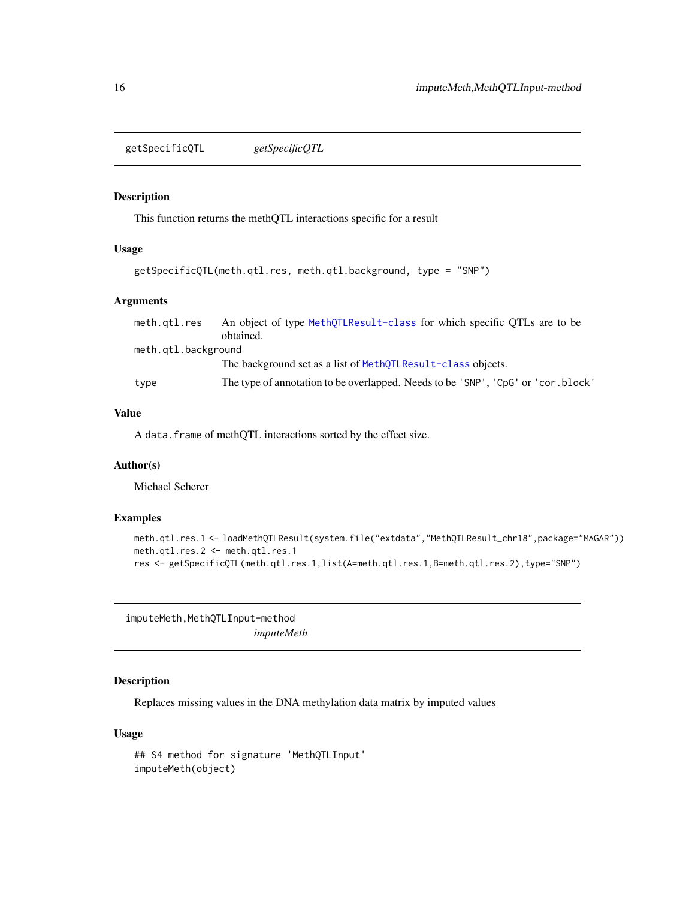## getSpecificQTL *getSpecificQTL*

### Description

This function returns the methQTL interactions specific for a result

### Usage

```
getSpecificQTL(meth.qtl.res, meth.qtl.background, type = "SNP")
```

### Arguments

| | |
|---|---|
| meth.qtl.res | An object of type MethQTLResult-class for which specific QTLs are to be obtained. |
| meth.qtl.background | The background set as a list of MethQTLResult-class objects. |
| type | The type of annotation to be overlapped. Needs to be 'SNP', 'CpG' or 'cor.block' |

### Value

A data.frame of methQTL interactions sorted by the effect size.

### Author(s)

Michael Scherer

### Examples

```
meth.qtl.res.1 <- loadMethQTLResult(system.file("extdata","MethQTLResult_chr18",package="MAGAR"))
meth.qtl.res.2 <- meth.qtl.res.1
res <- getSpecificQTL(meth.qtl.res.1,list(A=meth.qtl.res.1,B=meth.qtl.res.2),type="SNP")
```

## imputeMeth,MethQTLInput-method *imputeMeth*

### Description

Replaces missing values in the DNA methylation data matrix by imputed values

### Usage

```
## S4 method for signature 'MethQTLInput'
imputeMeth(object)
```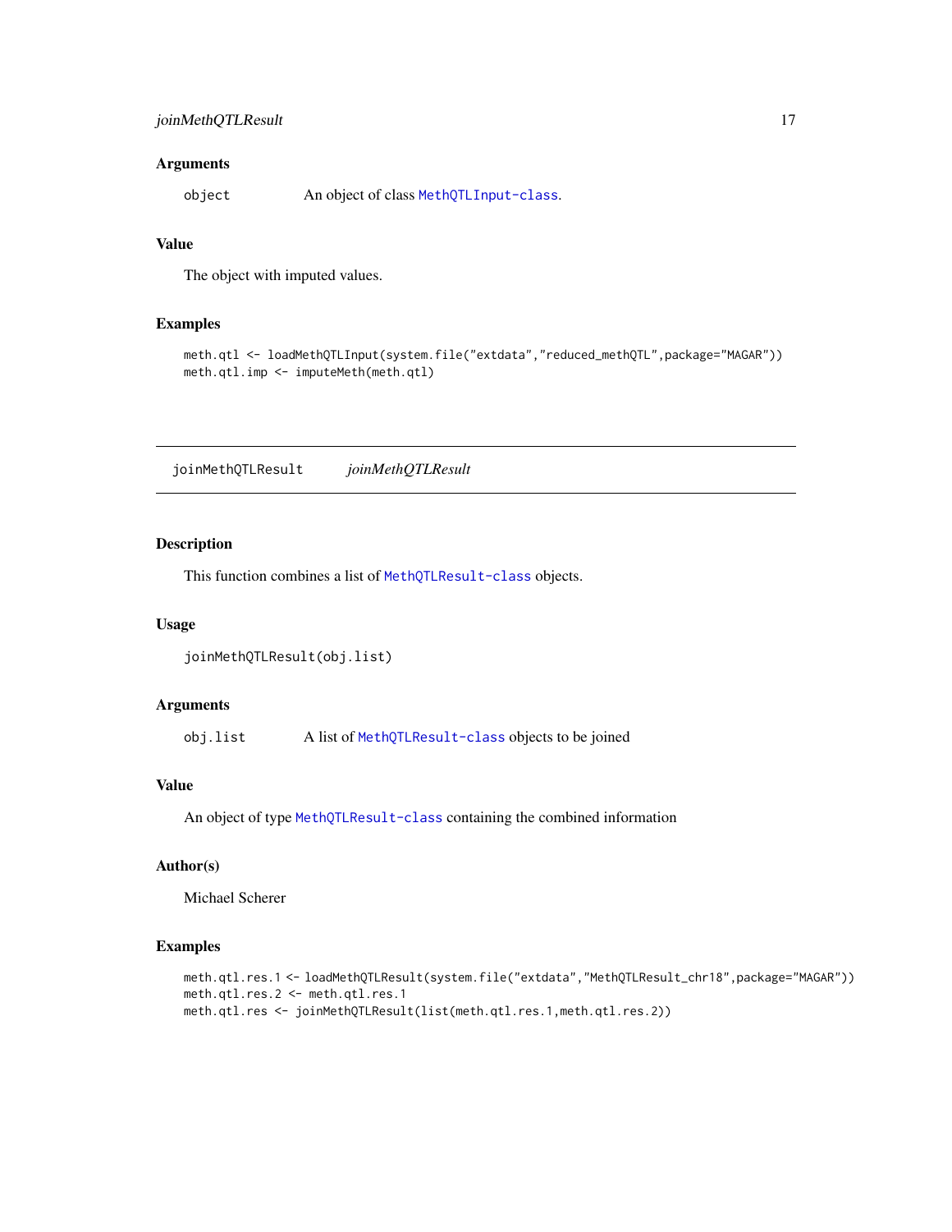### Arguments

`object` An object of class `MethQTLInput-class`.

### Value

The object with imputed values.

### Examples

```
meth.qtl <- loadMethQTLInput(system.file("extdata","reduced_methQTL",package="MAGAR"))
meth.qtl.imp <- imputeMeth(meth.qtl)
```

---

## joinMethQTLResult *joinMethQTLResult*

---

### Description

This function combines a list of `MethQTLResult-class` objects.

### Usage

```
joinMethQTLResult(obj.list)
```

### Arguments

`obj.list` A list of `MethQTLResult-class` objects to be joined

### Value

An object of type `MethQTLResult-class` containing the combined information

### Author(s)

Michael Scherer

### Examples

```
meth.qtl.res.1 <- loadMethQTLResult(system.file("extdata","MethQTLResult_chr18",package="MAGAR"))
meth.qtl.res.2 <- meth.qtl.res.1
meth.qtl.res <- joinMethQTLResult(list(meth.qtl.res.1,meth.qtl.res.2))
```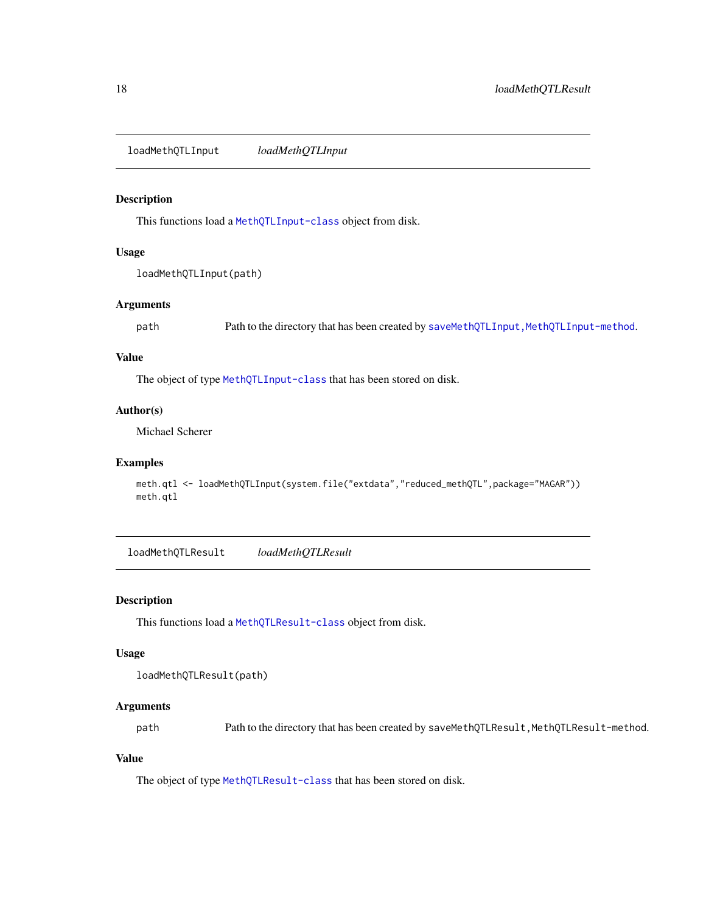## loadMethQTLInput    *loadMethQTLInput*

### Description

This functions load a `MethQTLInput-class` object from disk.

### Usage

```
loadMethQTLInput(path)
```

### Arguments

| | |
|---|---|
| path | Path to the directory that has been created by `saveMethQTLInput,MethQTLInput-method`. |

### Value

The object of type `MethQTLInput-class` that has been stored on disk.

### Author(s)

Michael Scherer

### Examples

```
meth.qtl <- loadMethQTLInput(system.file("extdata","reduced_methQTL",package="MAGAR"))
meth.qtl
```

## loadMethQTLResult    *loadMethQTLResult*

### Description

This functions load a `MethQTLResult-class` object from disk.

### Usage

```
loadMethQTLResult(path)
```

### Arguments

| | |
|---|---|
| path | Path to the directory that has been created by `saveMethQTLResult,MethQTLResult-method`. |

### Value

The object of type `MethQTLResult-class` that has been stored on disk.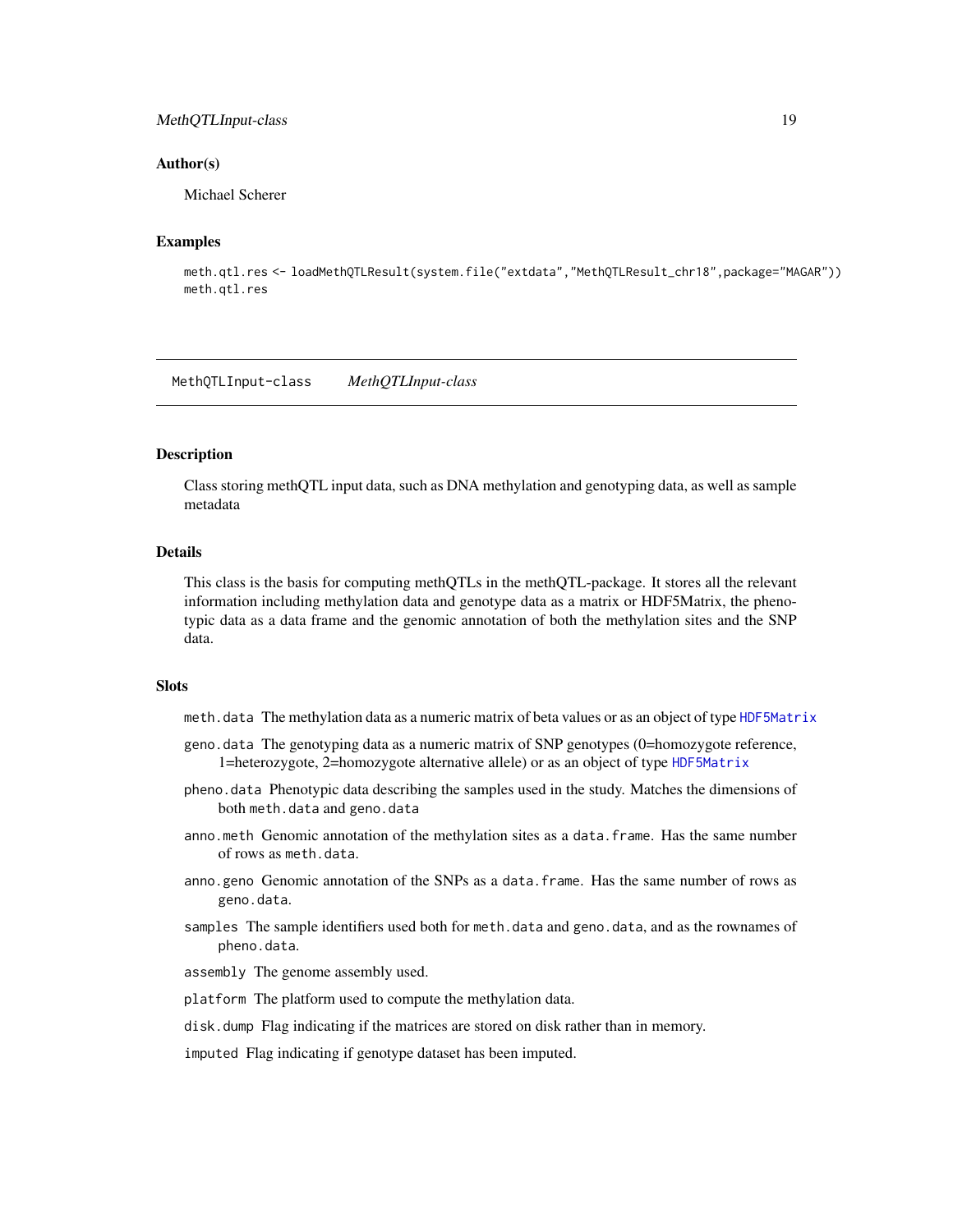### Author(s)

Michael Scherer

### Examples

```
meth.qtl.res <- loadMethQTLResult(system.file("extdata","MethQTLResult_chr18",package="MAGAR"))
meth.qtl.res
```

---

## MethQTLInput-class *MethQTLInput-class*

---

### Description

Class storing methQTL input data, such as DNA methylation and genotyping data, as well as sample metadata

### Details

This class is the basis for computing methQTLs in the methQTL-package. It stores all the relevant information including methylation data and genotype data as a matrix or HDF5Matrix, the phenotypic data as a data frame and the genomic annotation of both the methylation sites and the SNP data.

### Slots

- `meth.data` The methylation data as a numeric matrix of beta values or as an object of type `HDF5Matrix`
- `geno.data` The genotyping data as a numeric matrix of SNP genotypes (0=homozygote reference, 1=heterozygote, 2=homozygote alternative allele) or as an object of type `HDF5Matrix`
- `pheno.data` Phenotypic data describing the samples used in the study. Matches the dimensions of both `meth.data` and `geno.data`
- `anno.meth` Genomic annotation of the methylation sites as a `data.frame`. Has the same number of rows as `meth.data`.
- `anno.geno` Genomic annotation of the SNPs as a `data.frame`. Has the same number of rows as `geno.data`.
- `samples` The sample identifiers used both for `meth.data` and `geno.data`, and as the rownames of `pheno.data`.
- `assembly` The genome assembly used.
- `platform` The platform used to compute the methylation data.
- `disk.dump` Flag indicating if the matrices are stored on disk rather than in memory.
- `imputed` Flag indicating if genotype dataset has been imputed.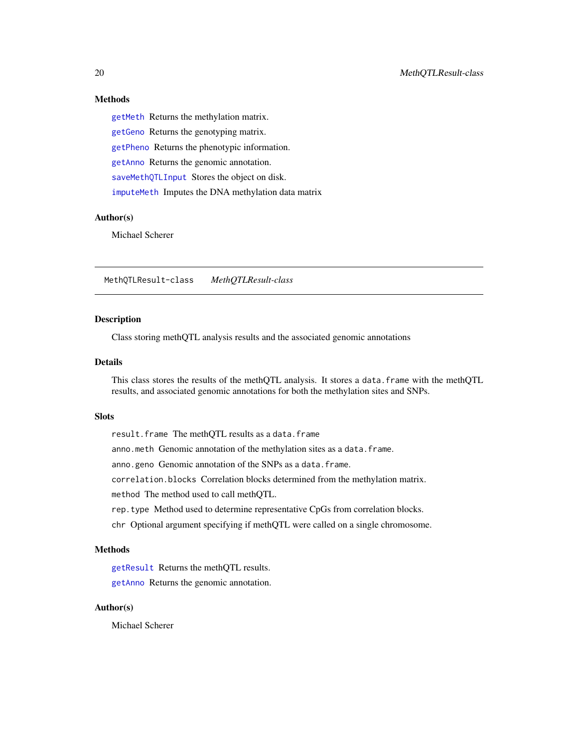## Methods

`getMeth` Returns the methylation matrix.

`getGeno` Returns the genotyping matrix.

`getPheno` Returns the phenotypic information.

`getAnno` Returns the genomic annotation.

`saveMethQTLInput` Stores the object on disk.

`imputeMeth` Imputes the DNA methylation data matrix

## Author(s)

Michael Scherer

---

# MethQTLResult-class *MethQTLResult-class*

## Description

Class storing methQTL analysis results and the associated genomic annotations

## Details

This class stores the results of the methQTL analysis. It stores a `data.frame` with the methQTL results, and associated genomic annotations for both the methylation sites and SNPs.

## Slots

`result.frame` The methQTL results as a `data.frame`

`anno.meth` Genomic annotation of the methylation sites as a `data.frame`.

`anno.geno` Genomic annotation of the SNPs as a `data.frame`.

`correlation.blocks` Correlation blocks determined from the methylation matrix.

`method` The method used to call methQTL.

`rep.type` Method used to determine representative CpGs from correlation blocks.

`chr` Optional argument specifying if methQTL were called on a single chromosome.

## Methods

`getResult` Returns the methQTL results.

`getAnno` Returns the genomic annotation.

## Author(s)

Michael Scherer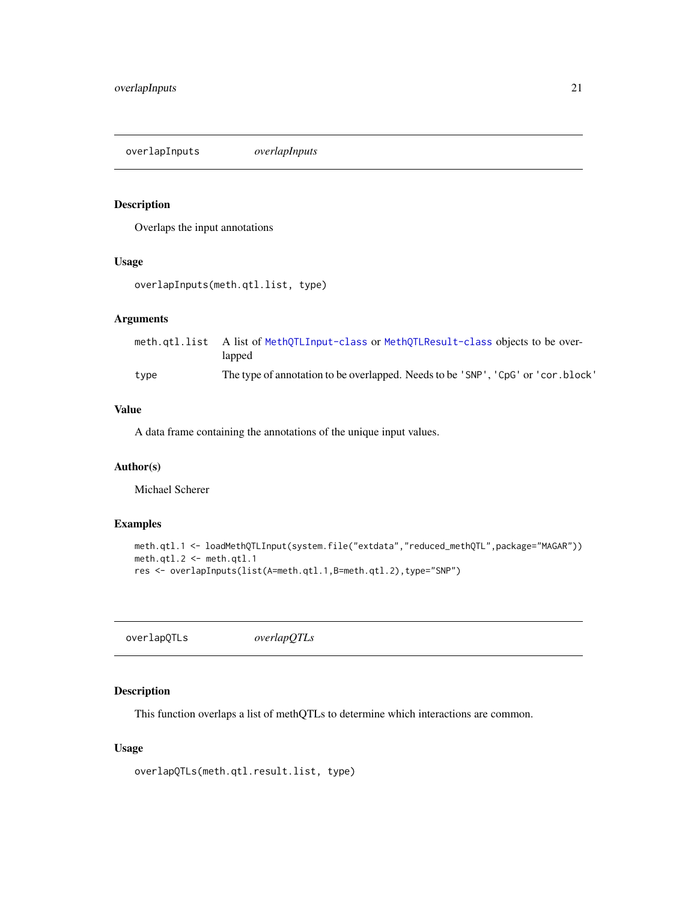## overlapInputs *overlapInputs*

### Description

Overlaps the input annotations

### Usage

```
overlapInputs(meth.qtl.list, type)
```

### Arguments

| | |
|---|---|
| `meth.qtl.list` | A list of `MethQTLInput-class` or `MethQTLResult-class` objects to be overlapped |
| `type` | The type of annotation to be overlapped. Needs to be `'SNP'`, `'CpG'` or `'cor.block'` |

### Value

A data frame containing the annotations of the unique input values.

### Author(s)

Michael Scherer

### Examples

```
meth.qtl.1 <- loadMethQTLInput(system.file("extdata","reduced_methQTL",package="MAGAR"))
meth.qtl.2 <- meth.qtl.1
res <- overlapInputs(list(A=meth.qtl.1,B=meth.qtl.2),type="SNP")
```

## overlapQTLs *overlapQTLs*

### Description

This function overlaps a list of methQTLs to determine which interactions are common.

### Usage

```
overlapQTLs(meth.qtl.result.list, type)
```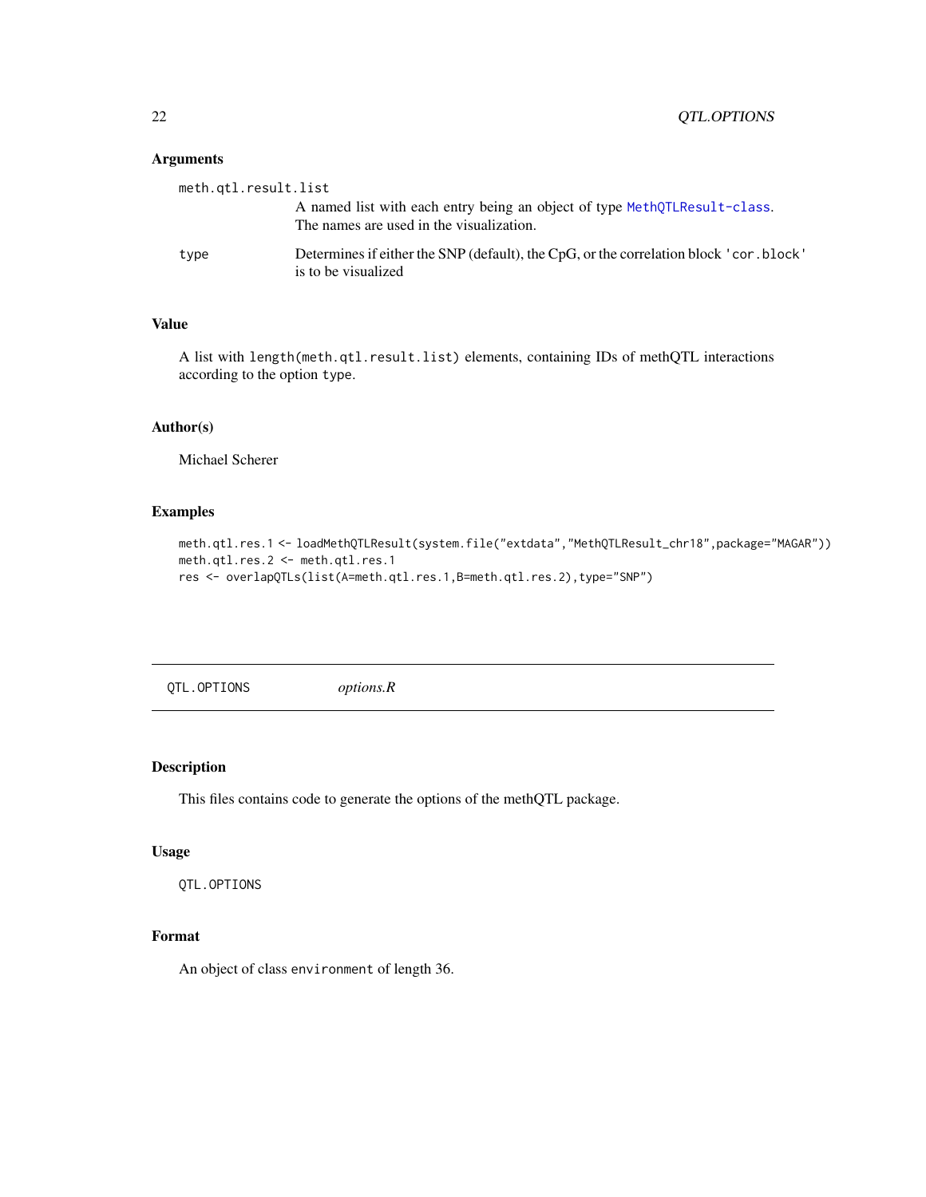### Arguments

meth.qtl.result.list
: A named list with each entry being an object of type MethQTLResult-class. The names are used in the visualization.

type
: Determines if either the SNP (default), the CpG, or the correlation block 'cor.block' is to be visualized

### Value

A list with length(meth.qtl.result.list) elements, containing IDs of methQTL interactions according to the option type.

### Author(s)

Michael Scherer

### Examples

```
meth.qtl.res.1 <- loadMethQTLResult(system.file("extdata","MethQTLResult_chr18",package="MAGAR"))
meth.qtl.res.2 <- meth.qtl.res.1
res <- overlapQTLs(list(A=meth.qtl.res.1,B=meth.qtl.res.2),type="SNP")
```

---

## QTL.OPTIONS    *options.R*

### Description

This files contains code to generate the options of the methQTL package.

### Usage

```
QTL.OPTIONS
```

### Format

An object of class environment of length 36.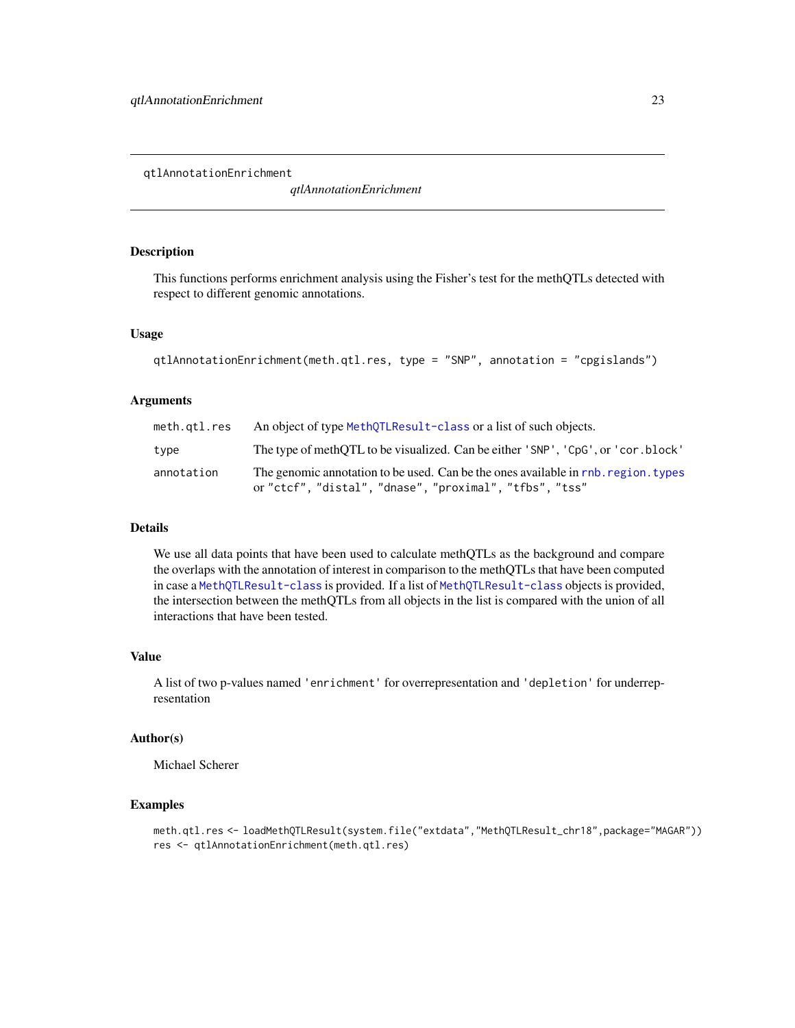# qtlAnnotationEnrichment

*qtlAnnotationEnrichment*

## Description

This functions performs enrichment analysis using the Fisher's test for the methQTLs detected with respect to different genomic annotations.

## Usage

```
qtlAnnotationEnrichment(meth.qtl.res, type = "SNP", annotation = "cpgislands")
```

## Arguments

| | |
|---|---|
| meth.qtl.res | An object of type MethQTLResult-class or a list of such objects. |
| type | The type of methQTL to be visualized. Can be either 'SNP', 'CpG', or 'cor.block' |
| annotation | The genomic annotation to be used. Can be the ones available in rnb.region.types or "ctcf", "distal", "dnase", "proximal", "tfbs", "tss" |

## Details

We use all data points that have been used to calculate methQTLs as the background and compare the overlaps with the annotation of interest in comparison to the methQTLs that have been computed in case a MethQTLResult-class is provided. If a list of MethQTLResult-class objects is provided, the intersection between the methQTLs from all objects in the list is compared with the union of all interactions that have been tested.

## Value

A list of two p-values named 'enrichment' for overrepresentation and 'depletion' for underrepresentation

## Author(s)

Michael Scherer

## Examples

```
meth.qtl.res <- loadMethQTLResult(system.file("extdata","MethQTLResult_chr18",package="MAGAR"))
res <- qtlAnnotationEnrichment(meth.qtl.res)
```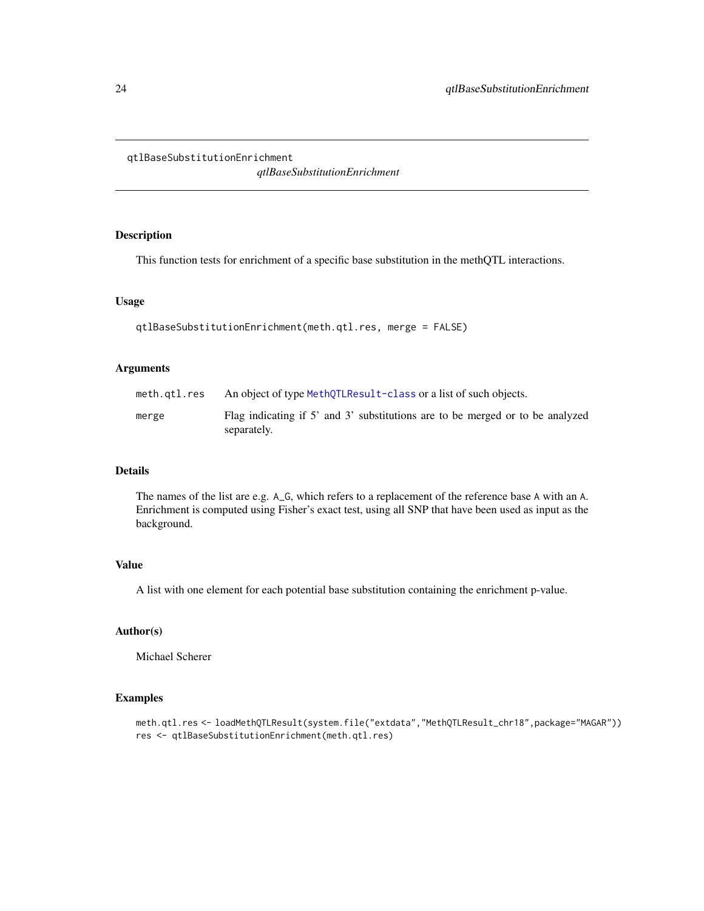# qtlBaseSubstitutionEnrichment

*qtlBaseSubstitutionEnrichment*

## Description

This function tests for enrichment of a specific base substitution in the methQTL interactions.

## Usage

```
qtlBaseSubstitutionEnrichment(meth.qtl.res, merge = FALSE)
```

## Arguments

| | |
|---|---|
| meth.qtl.res | An object of type MethQTLResult-class or a list of such objects. |
| merge | Flag indicating if 5' and 3' substitutions are to be merged or to be analyzed separately. |

## Details

The names of the list are e.g. A_G, which refers to a replacement of the reference base A with an A. Enrichment is computed using Fisher's exact test, using all SNP that have been used as input as the background.

## Value

A list with one element for each potential base substitution containing the enrichment p-value.

## Author(s)

Michael Scherer

## Examples

```
meth.qtl.res <- loadMethQTLResult(system.file("extdata","MethQTLResult_chr18",package="MAGAR"))
res <- qtlBaseSubstitutionEnrichment(meth.qtl.res)
```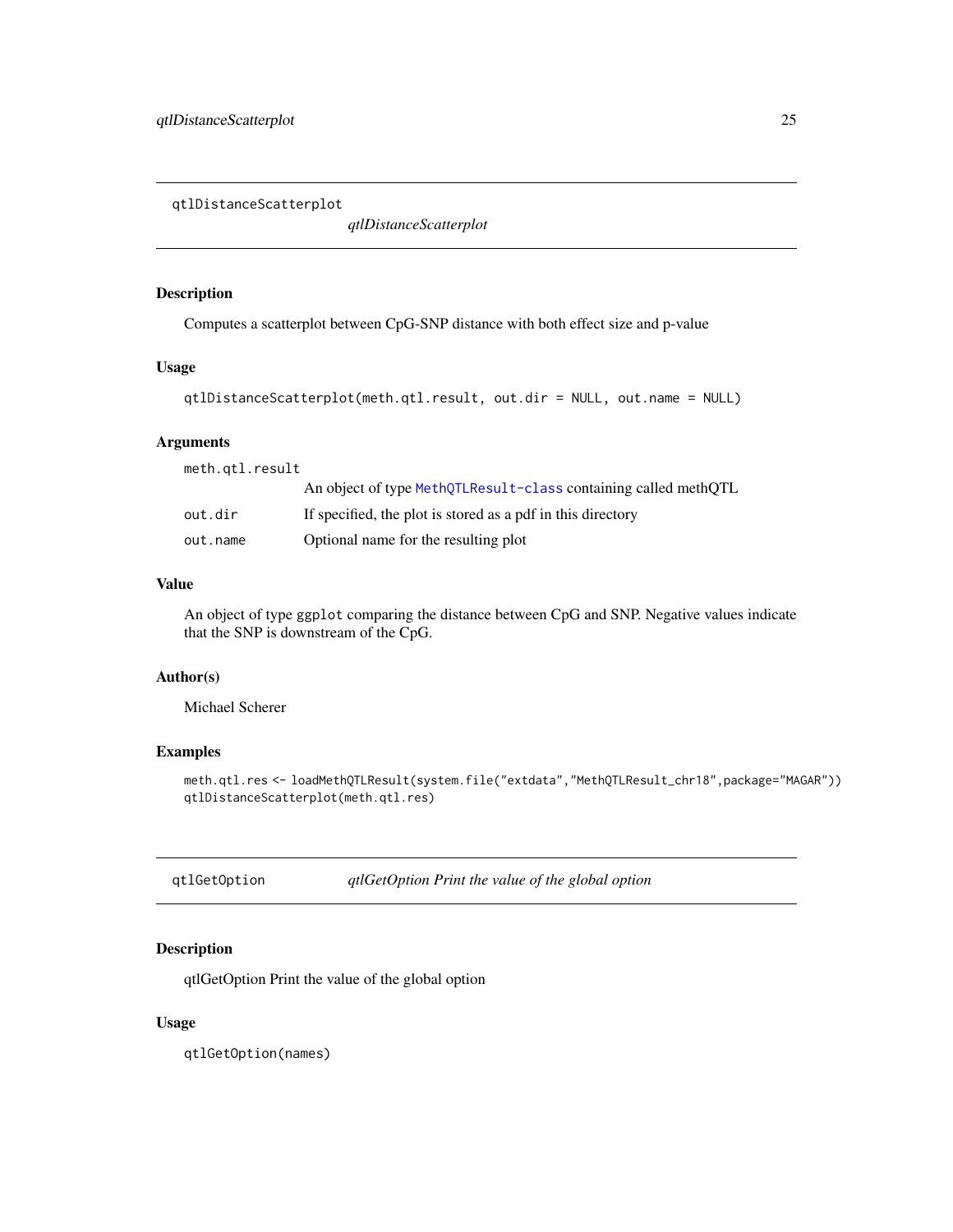## qtlDistanceScatterplot

*qtlDistanceScatterplot*

### Description

Computes a scatterplot between CpG-SNP distance with both effect size and p-value

### Usage

```
qtlDistanceScatterplot(meth.qtl.result, out.dir = NULL, out.name = NULL)
```

### Arguments

| | |
|---|---|
| meth.qtl.result | An object of type MethQTLResult-class containing called methQTL |
| out.dir | If specified, the plot is stored as a pdf in this directory |
| out.name | Optional name for the resulting plot |

### Value

An object of type ggplot comparing the distance between CpG and SNP. Negative values indicate that the SNP is downstream of the CpG.

### Author(s)

Michael Scherer

### Examples

```
meth.qtl.res <- loadMethQTLResult(system.file("extdata","MethQTLResult_chr18",package="MAGAR"))
qtlDistanceScatterplot(meth.qtl.res)
```

## qtlGetOption

*qtlGetOption Print the value of the global option*

### Description

qtlGetOption Print the value of the global option

### Usage

```
qtlGetOption(names)
```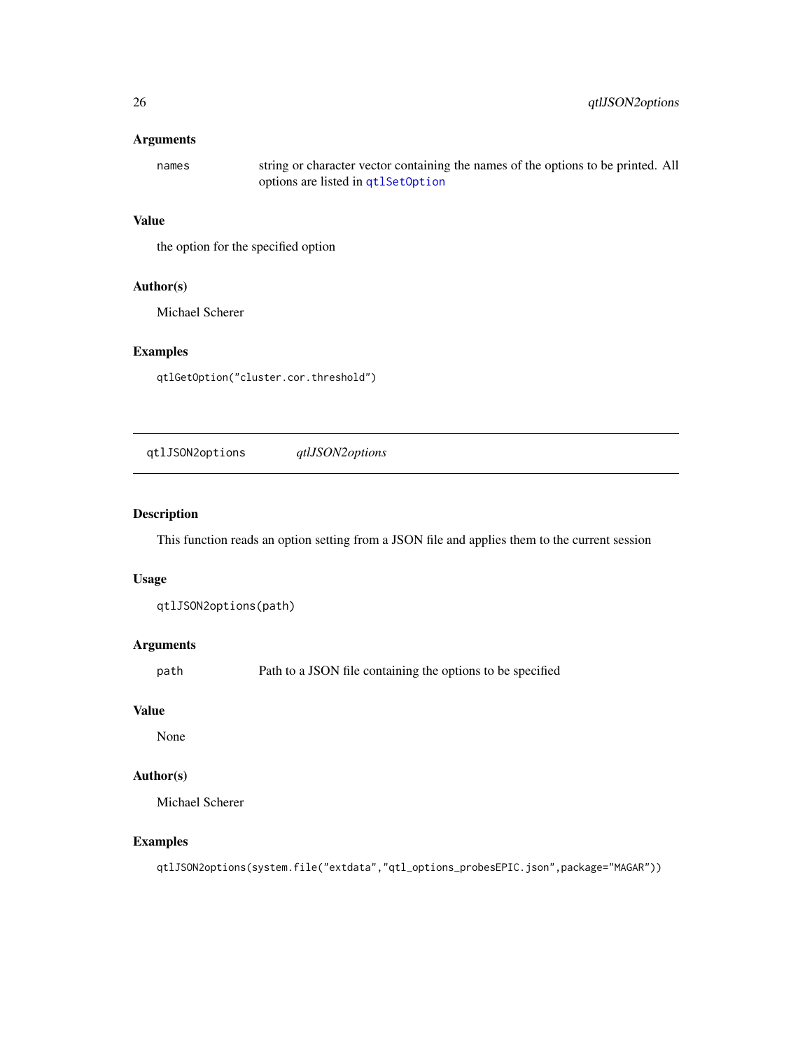### Arguments

`names` string or character vector containing the names of the options to be printed. All options are listed in `qtlSetOption`

### Value

the option for the specified option

### Author(s)

Michael Scherer

### Examples

```
qtlGetOption("cluster.cor.threshold")
```

---

## qtlJSON2options *qtlJSON2options*

---

### Description

This function reads an option setting from a JSON file and applies them to the current session

### Usage

```
qtlJSON2options(path)
```

### Arguments

`path` Path to a JSON file containing the options to be specified

### Value

None

### Author(s)

Michael Scherer

### Examples

```
qtlJSON2options(system.file("extdata","qtl_options_probesEPIC.json",package="MAGAR"))
```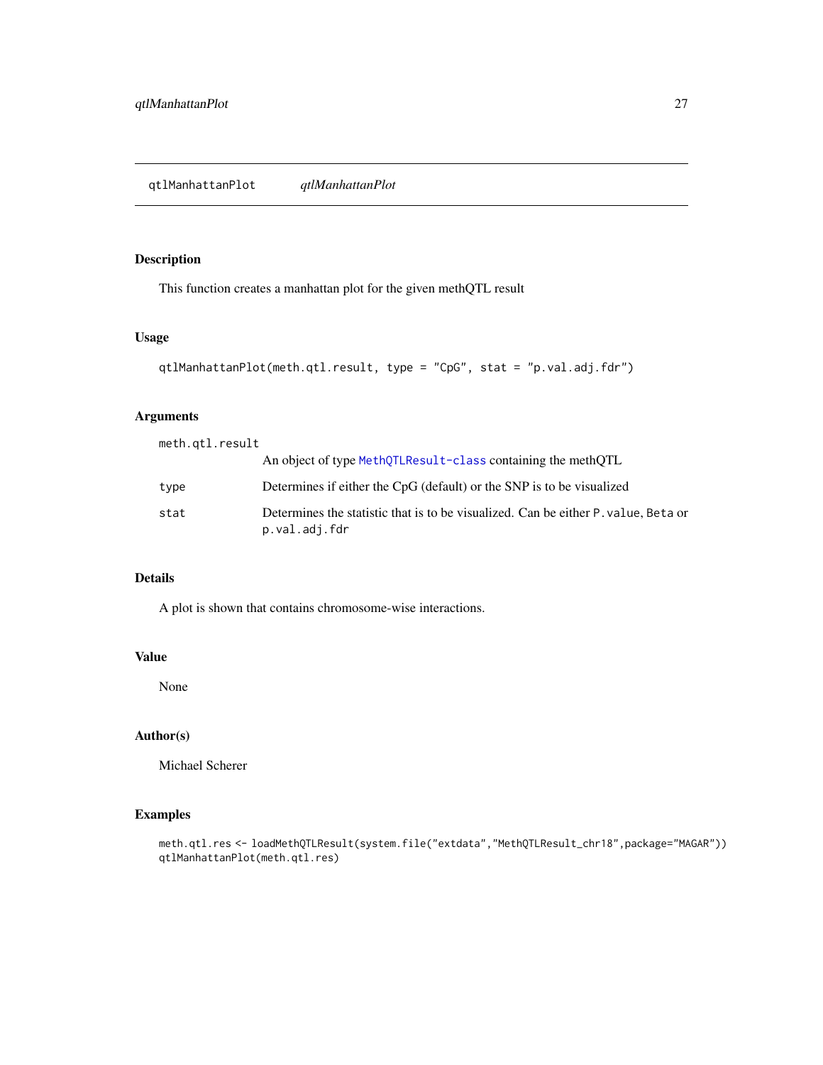## qtlManhattanPlot *qtlManhattanPlot*

### Description

This function creates a manhattan plot for the given methQTL result

### Usage

```
qtlManhattanPlot(meth.qtl.result, type = "CpG", stat = "p.val.adj.fdr")
```

### Arguments

| | |
|---|---|
| `meth.qtl.result` | An object of type `MethQTLResult-class` containing the methQTL |
| `type` | Determines if either the CpG (default) or the SNP is to be visualized |
| `stat` | Determines the statistic that is to be visualized. Can be either `P.value`, `Beta` or `p.val.adj.fdr` |

### Details

A plot is shown that contains chromosome-wise interactions.

### Value

None

### Author(s)

Michael Scherer

### Examples

```
meth.qtl.res <- loadMethQTLResult(system.file("extdata","MethQTLResult_chr18",package="MAGAR"))
qtlManhattanPlot(meth.qtl.res)
```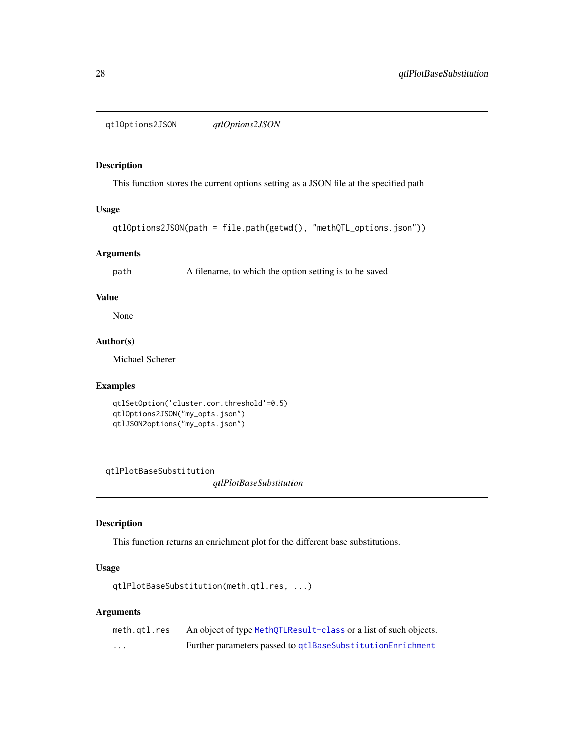## qtlOptions2JSON — *qtlOptions2JSON*

### Description

This function stores the current options setting as a JSON file at the specified path

### Usage

```
qtlOptions2JSON(path = file.path(getwd(), "methQTL_options.json"))
```

### Arguments

| | |
|---|---|
| path | A filename, to which the option setting is to be saved |

### Value

None

### Author(s)

Michael Scherer

### Examples

```
qtlSetOption('cluster.cor.threshold'=0.5)
qtlOptions2JSON("my_opts.json")
qtlJSON2options("my_opts.json")
```

## qtlPlotBaseSubstitution — *qtlPlotBaseSubstitution*

### Description

This function returns an enrichment plot for the different base substitutions.

### Usage

```
qtlPlotBaseSubstitution(meth.qtl.res, ...)
```

### Arguments

| | |
|---|---|
| meth.qtl.res | An object of type `MethQTLResult-class` or a list of such objects. |
| ... | Further parameters passed to `qtlBaseSubstitutionEnrichment` |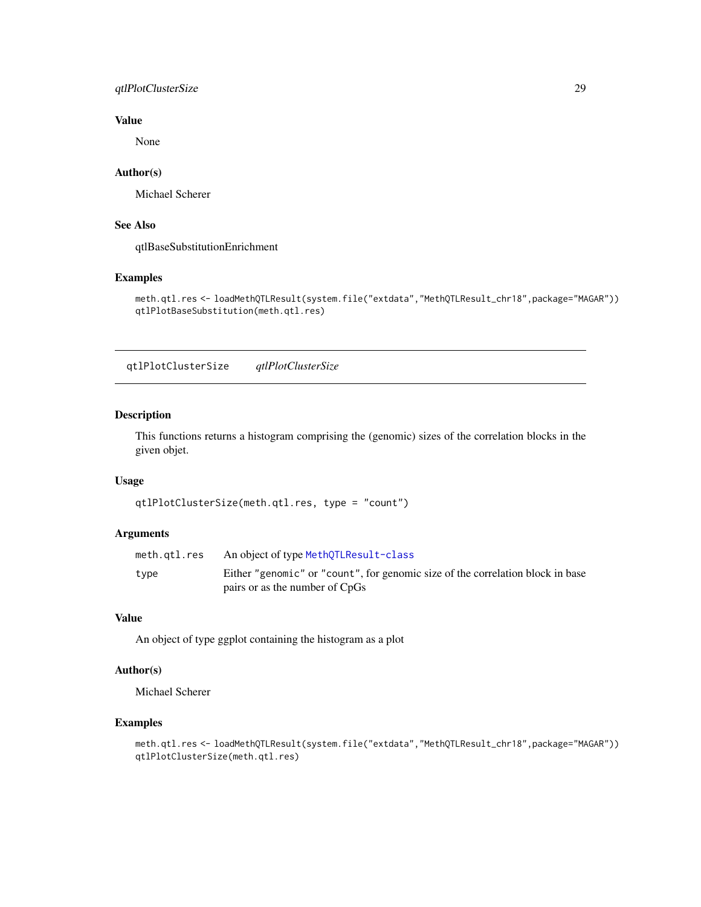### Value

None

### Author(s)

Michael Scherer

### See Also

qtlBaseSubstitutionEnrichment

### Examples

```
meth.qtl.res <- loadMethQTLResult(system.file("extdata","MethQTLResult_chr18",package="MAGAR"))
qtlPlotBaseSubstitution(meth.qtl.res)
```

---

## qtlPlotClusterSize    *qtlPlotClusterSize*

---

### Description

This functions returns a histogram comprising the (genomic) sizes of the correlation blocks in the given objet.

### Usage

```
qtlPlotClusterSize(meth.qtl.res, type = "count")
```

### Arguments

| | |
|---|---|
| `meth.qtl.res` | An object of type `MethQTLResult-class` |
| `type` | Either `"genomic"` or `"count"`, for genomic size of the correlation block in base pairs or as the number of CpGs |

### Value

An object of type ggplot containing the histogram as a plot

### Author(s)

Michael Scherer

### Examples

```
meth.qtl.res <- loadMethQTLResult(system.file("extdata","MethQTLResult_chr18",package="MAGAR"))
qtlPlotClusterSize(meth.qtl.res)
```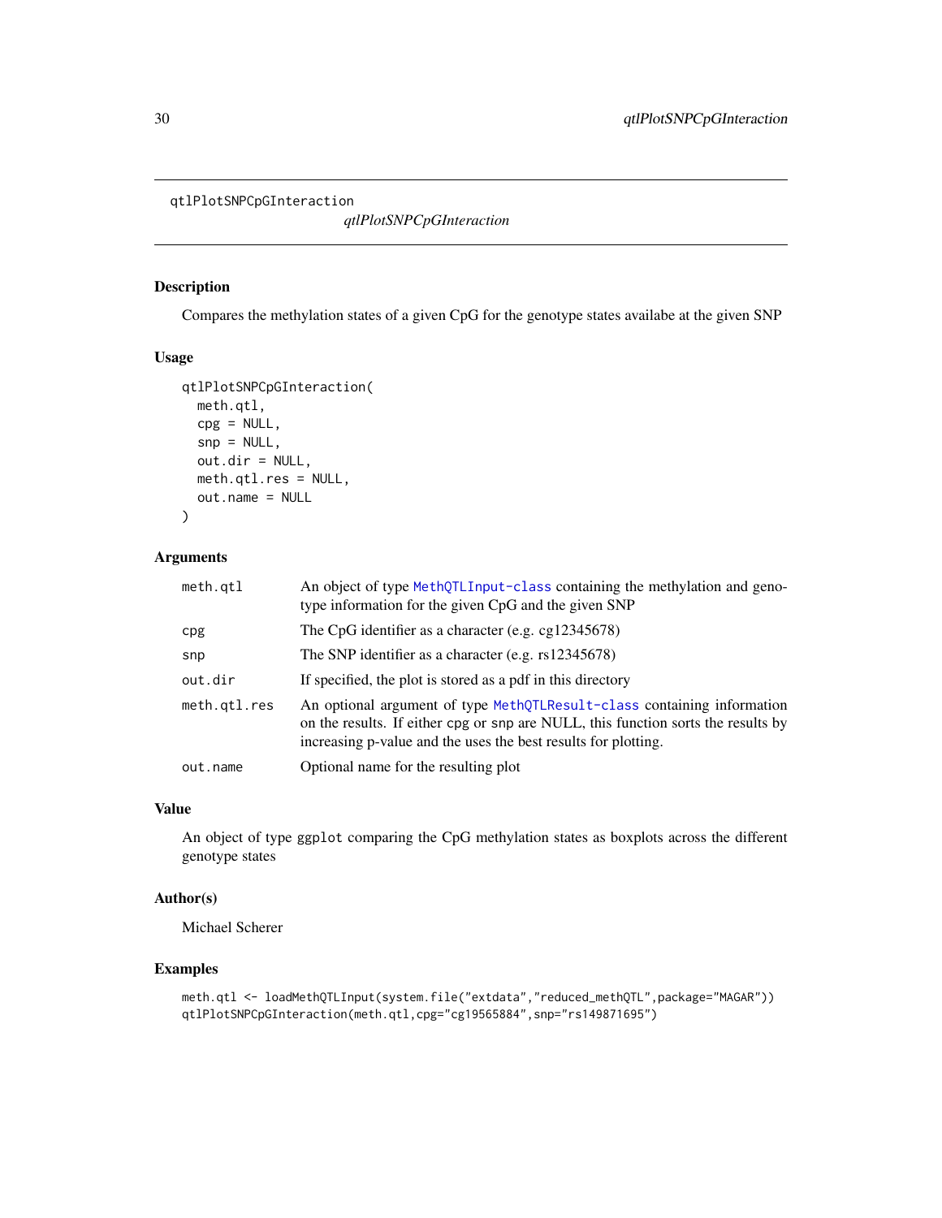`qtlPlotSNPCpGInteraction` *qtlPlotSNPCpGInteraction*

## Description

Compares the methylation states of a given CpG for the genotype states availabe at the given SNP

## Usage

```
qtlPlotSNPCpGInteraction(
  meth.qtl,
  cpg = NULL,
  snp = NULL,
  out.dir = NULL,
  meth.qtl.res = NULL,
  out.name = NULL
)
```

## Arguments

| | |
|---|---|
| `meth.qtl` | An object of type `MethQTLInput-class` containing the methylation and genotype information for the given CpG and the given SNP |
| `cpg` | The CpG identifier as a character (e.g. cg12345678) |
| `snp` | The SNP identifier as a character (e.g. rs12345678) |
| `out.dir` | If specified, the plot is stored as a pdf in this directory |
| `meth.qtl.res` | An optional argument of type `MethQTLResult-class` containing information on the results. If either `cpg` or `snp` are NULL, this function sorts the results by increasing p-value and the uses the best results for plotting. |
| `out.name` | Optional name for the resulting plot |

## Value

An object of type `ggplot` comparing the CpG methylation states as boxplots across the different genotype states

## Author(s)

Michael Scherer

## Examples

```
meth.qtl <- loadMethQTLInput(system.file("extdata","reduced_methQTL",package="MAGAR"))
qtlPlotSNPCpGInteraction(meth.qtl,cpg="cg19565884",snp="rs149871695")
```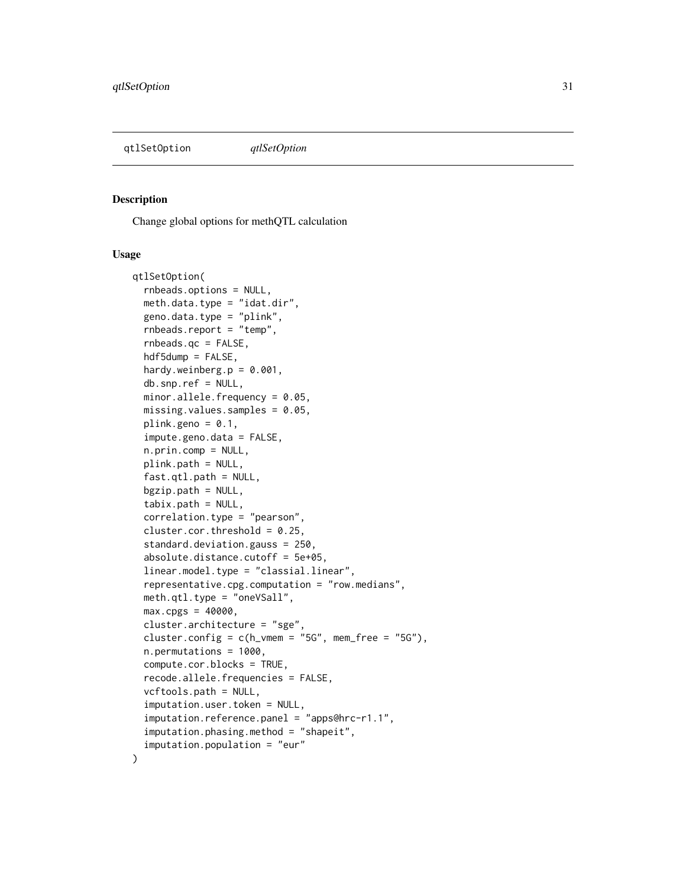qtlSetOption *qtlSetOption*

## Description

Change global options for methQTL calculation

## Usage

```
qtlSetOption(
  rnbeads.options = NULL,
  meth.data.type = "idat.dir",
  geno.data.type = "plink",
  rnbeads.report = "temp",
  rnbeads.qc = FALSE,
  hdf5dump = FALSE,
  hardy.weinberg.p = 0.001,
  db.snp.ref = NULL,
  minor.allele.frequency = 0.05,
  missing.values.samples = 0.05,
  plink.geno = 0.1,
  impute.geno.data = FALSE,
  n.prin.comp = NULL,
  plink.path = NULL,
  fast.qtl.path = NULL,
  bgzip.path = NULL,
  tabix.path = NULL,
  correlation.type = "pearson",
  cluster.cor.threshold = 0.25,
  standard.deviation.gauss = 250,
  absolute.distance.cutoff = 5e+05,
  linear.model.type = "classial.linear",
  representative.cpg.computation = "row.medians",
  meth.qtl.type = "oneVSall",
  max.cpgs = 40000,
  cluster.architecture = "sge",
  cluster.config = c(h_vmem = "5G", mem_free = "5G"),
  n.permutations = 1000,
  compute.cor.blocks = TRUE,
  recode.allele.frequencies = FALSE,
  vcftools.path = NULL,
  imputation.user.token = NULL,
  imputation.reference.panel = "apps@hrc-r1.1",
  imputation.phasing.method = "shapeit",
  imputation.population = "eur"
)
```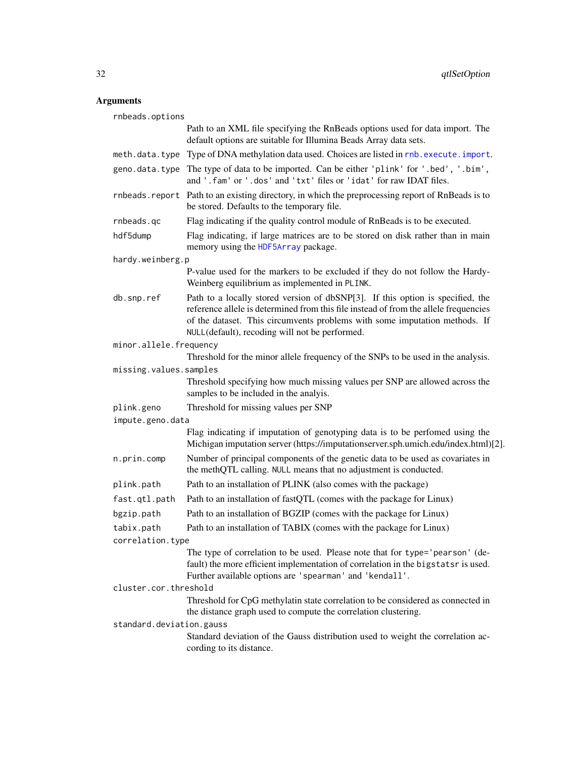## Arguments

`rnbeads.options`
: Path to an XML file specifying the RnBeads options used for data import. The default options are suitable for Illumina Beads Array data sets.

`meth.data.type`
: Type of DNA methylation data used. Choices are listed in `rnb.execute.import`.

`geno.data.type`
: The type of data to be imported. Can be either `'plink'` for `'.bed'`, `'.bim'`, and `'.fam'` or `'.dos'` and `'txt'` files or `'idat'` for raw IDAT files.

`rnbeads.report`
: Path to an existing directory, in which the preprocessing report of RnBeads is to be stored. Defaults to the temporary file.

`rnbeads.qc`
: Flag indicating if the quality control module of RnBeads is to be executed.

`hdf5dump`
: Flag indicating, if large matrices are to be stored on disk rather than in main memory using the `HDF5Array` package.

`hardy.weinberg.p`
: P-value used for the markers to be excluded if they do not follow the Hardy-Weinberg equilibrium as implemented in `PLINK`.

`db.snp.ref`
: Path to a locally stored version of dbSNP[3]. If this option is specified, the reference allele is determined from this file instead of from the allele frequencies of the dataset. This circumvents problems with some imputation methods. If `NULL`(default), recoding will not be performed.

`minor.allele.frequency`
: Threshold for the minor allele frequency of the SNPs to be used in the analysis.

`missing.values.samples`
: Threshold specifying how much missing values per SNP are allowed across the samples to be included in the analyis.

`plink.geno`
: Threshold for missing values per SNP

`impute.geno.data`
: Flag indicating if imputation of genotyping data is to be perfomed using the Michigan imputation server (https://imputationserver.sph.umich.edu/index.html)[2].

`n.prin.comp`
: Number of principal components of the genetic data to be used as covariates in the methQTL calling. `NULL` means that no adjustment is conducted.

`plink.path`
: Path to an installation of PLINK (also comes with the package)

`fast.qtl.path`
: Path to an installation of fastQTL (comes with the package for Linux)

`bgzip.path`
: Path to an installation of BGZIP (comes with the package for Linux)

`tabix.path`
: Path to an installation of TABIX (comes with the package for Linux)

`correlation.type`
: The type of correlation to be used. Please note that for `type='pearson'` (default) the more efficient implementation of correlation in the `bigstatsr` is used. Further available options are `'spearman'` and `'kendall'`.

`cluster.cor.threshold`
: Threshold for CpG methylatin state correlation to be considered as connected in the distance graph used to compute the correlation clustering.

`standard.deviation.gauss`
: Standard deviation of the Gauss distribution used to weight the correlation according to its distance.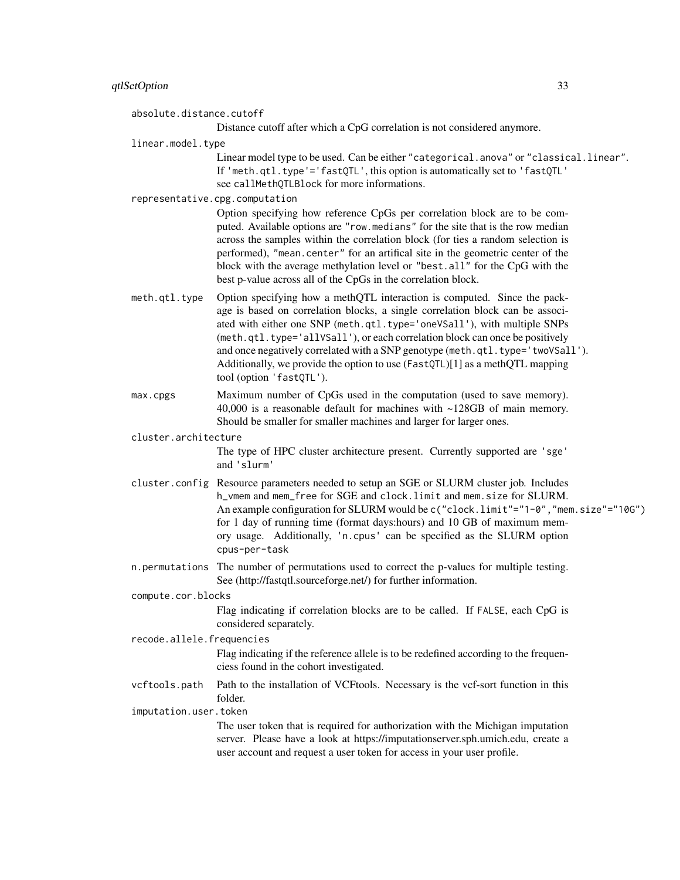`absolute.distance.cutoff`
: Distance cutoff after which a CpG correlation is not considered anymore.

`linear.model.type`
: Linear model type to be used. Can be either `"categorical.anova"` or `"classical.linear"`. If `'meth.qtl.type'='fastQTL'`, this option is automatically set to `'fastQTL'` see `callMethQTLBlock` for more informations.

`representative.cpg.computation`
: Option specifying how reference CpGs per correlation block are to be computed. Available options are `"row.medians"` for the site that is the row median across the samples within the correlation block (for ties a random selection is performed), `"mean.center"` for an artifical site in the geometric center of the block with the average methylation level or `"best.all"` for the CpG with the best p-value across all of the CpGs in the correlation block.

`meth.qtl.type`
: Option specifying how a methQTL interaction is computed. Since the package is based on correlation blocks, a single correlation block can be associated with either one SNP (`meth.qtl.type='oneVSall'`), with multiple SNPs (`meth.qtl.type='allVSall'`), or each correlation block can once be positively and once negatively correlated with a SNP genotype (`meth.qtl.type='twoVSall'`). Additionally, we provide the option to use (`FastQTL`)[1] as a methQTL mapping tool (option `'fastQTL'`).

`max.cpgs`
: Maximum number of CpGs used in the computation (used to save memory). 40,000 is a reasonable default for machines with ~128GB of main memory. Should be smaller for smaller machines and larger for larger ones.

`cluster.architecture`
: The type of HPC cluster architecture present. Currently supported are `'sge'` and `'slurm'`

`cluster.config`
: Resource parameters needed to setup an SGE or SLURM cluster job. Includes `h_vmem` and `mem_free` for SGE and `clock.limit` and `mem.size` for SLURM. An example configuration for SLURM would be `c("clock.limit"="1-0","mem.size"="10G")` for 1 day of running time (format days:hours) and 10 GB of maximum memory usage. Additionally, `'n.cpus'` can be specified as the SLURM option `cpus-per-task`

`n.permutations`
: The number of permutations used to correct the p-values for multiple testing. See (http://fastqtl.sourceforge.net/) for further information.

`compute.cor.blocks`
: Flag indicating if correlation blocks are to be called. If `FALSE`, each CpG is considered separately.

`recode.allele.frequencies`
: Flag indicating if the reference allele is to be redefined according to the frequenciess found in the cohort investigated.

`vcftools.path`
: Path to the installation of VCFtools. Necessary is the vcf-sort function in this folder.

`imputation.user.token`
: The user token that is required for authorization with the Michigan imputation server. Please have a look at https://imputationserver.sph.umich.edu, create a user account and request a user token for access in your user profile.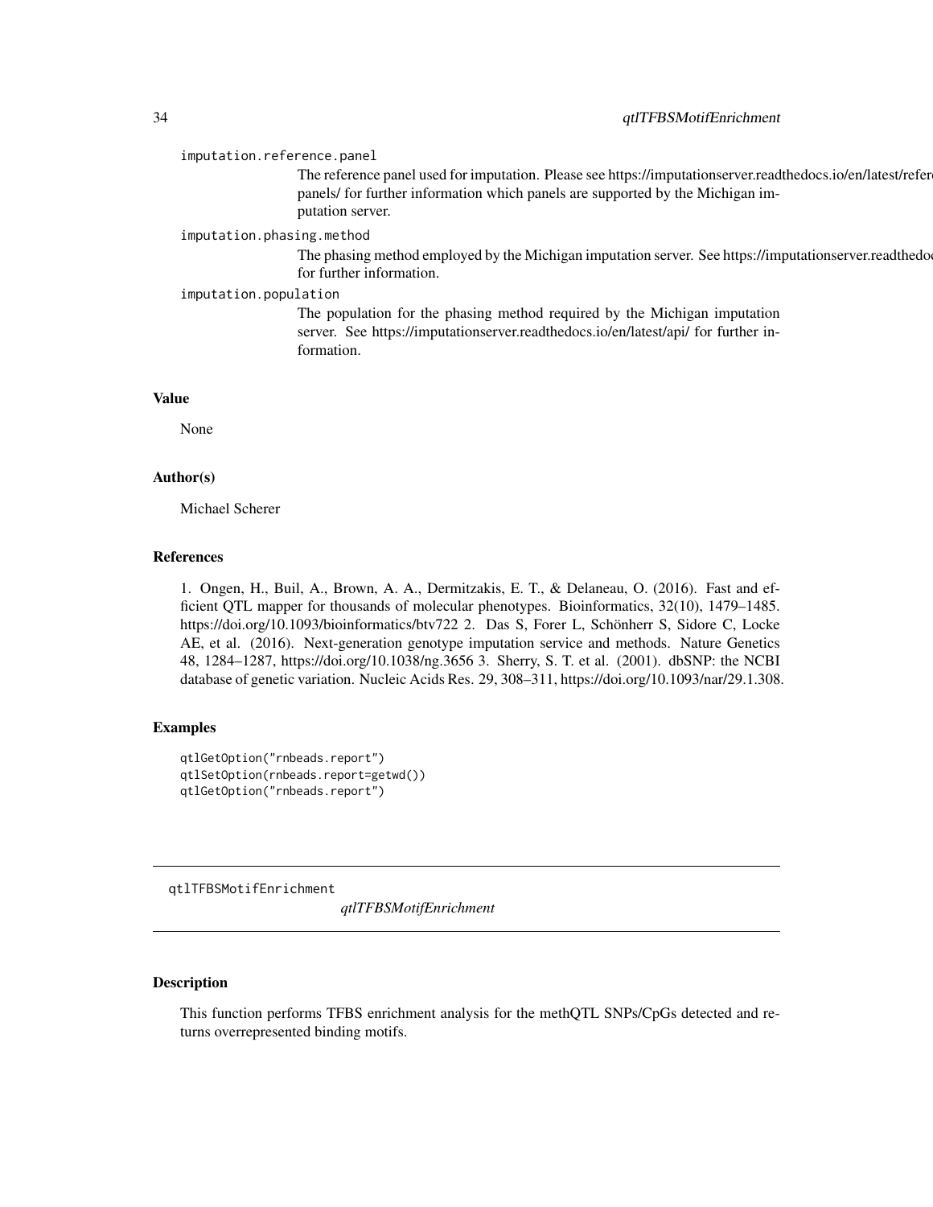imputation.reference.panel
: The reference panel used for imputation. Please see https://imputationserver.readthedocs.io/en/latest/refere panels/ for further information which panels are supported by the Michigan imputation server.

imputation.phasing.method
: The phasing method employed by the Michigan imputation server. See https://imputationserver.readthedoc for further information.

imputation.population
: The population for the phasing method required by the Michigan imputation server. See https://imputationserver.readthedocs.io/en/latest/api/ for further information.

## Value

None

## Author(s)

Michael Scherer

## References

1. Ongen, H., Buil, A., Brown, A. A., Dermitzakis, E. T., & Delaneau, O. (2016). Fast and efficient QTL mapper for thousands of molecular phenotypes. Bioinformatics, 32(10), 1479–1485. https://doi.org/10.1093/bioinformatics/btv722 2. Das S, Forer L, Schönherr S, Sidore C, Locke AE, et al. (2016). Next-generation genotype imputation service and methods. Nature Genetics 48, 1284–1287, https://doi.org/10.1038/ng.3656 3. Sherry, S. T. et al. (2001). dbSNP: the NCBI database of genetic variation. Nucleic Acids Res. 29, 308–311, https://doi.org/10.1093/nar/29.1.308.

## Examples

```
qtlGetOption("rnbeads.report")
qtlSetOption(rnbeads.report=getwd())
qtlGetOption("rnbeads.report")
```

---

# qtlTFBSMotifEnrichment

*qtlTFBSMotifEnrichment*

---

## Description

This function performs TFBS enrichment analysis for the methQTL SNPs/CpGs detected and returns overrepresented binding motifs.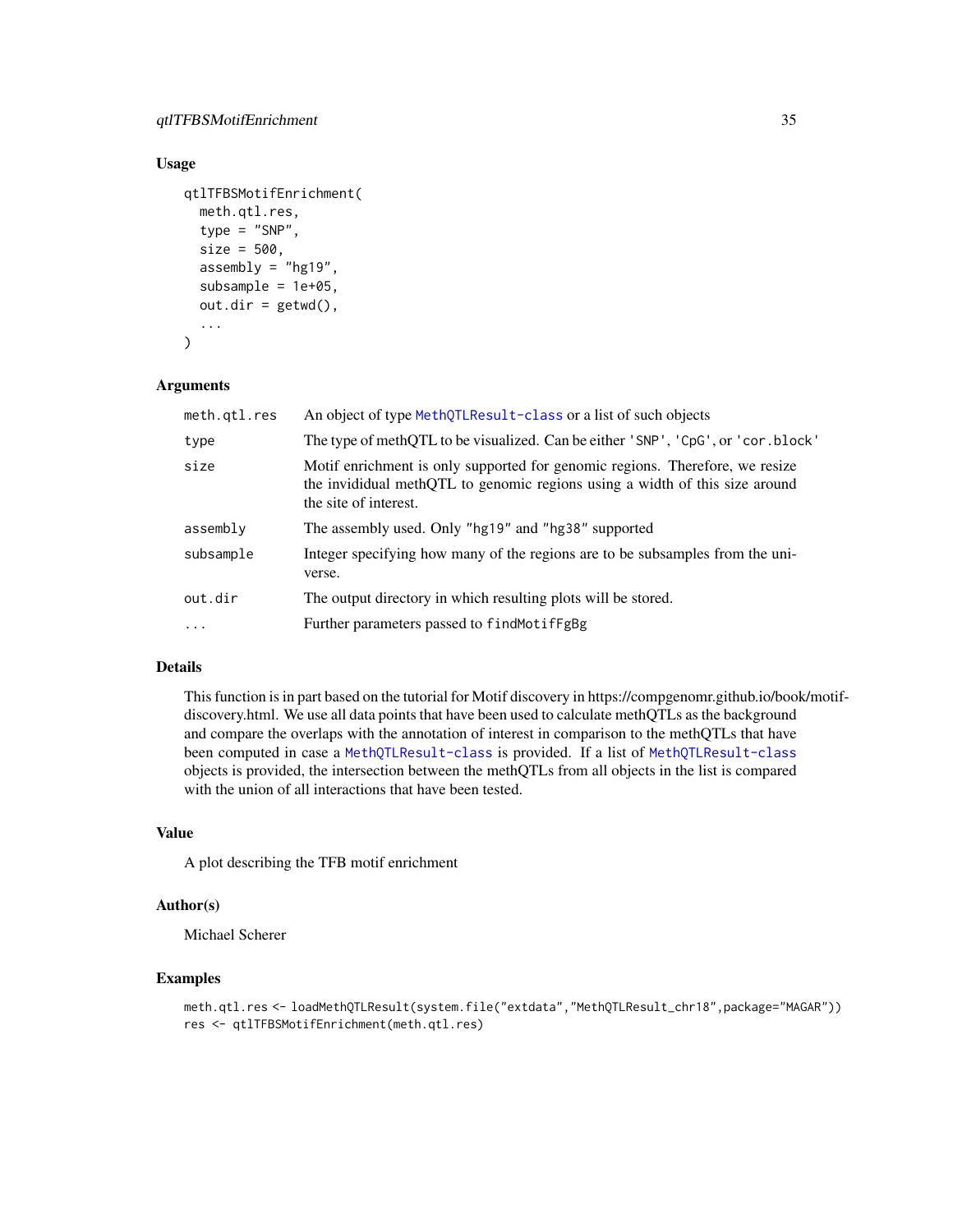### Usage

```
qtlTFBSMotifEnrichment(
  meth.qtl.res,
  type = "SNP",
  size = 500,
  assembly = "hg19",
  subsample = 1e+05,
  out.dir = getwd(),
  ...
)
```

### Arguments

| | |
|---|---|
| meth.qtl.res | An object of type MethQTLResult-class or a list of such objects |
| type | The type of methQTL to be visualized. Can be either 'SNP', 'CpG', or 'cor.block' |
| size | Motif enrichment is only supported for genomic regions. Therefore, we resize the invididual methQTL to genomic regions using a width of this size around the site of interest. |
| assembly | The assembly used. Only "hg19" and "hg38" supported |
| subsample | Integer specifying how many of the regions are to be subsamples from the universe. |
| out.dir | The output directory in which resulting plots will be stored. |
| ... | Further parameters passed to findMotifFgBg |

### Details

This function is in part based on the tutorial for Motif discovery in https://compgenomr.github.io/book/motif-discovery.html. We use all data points that have been used to calculate methQTLs as the background and compare the overlaps with the annotation of interest in comparison to the methQTLs that have been computed in case a MethQTLResult-class is provided. If a list of MethQTLResult-class objects is provided, the intersection between the methQTLs from all objects in the list is compared with the union of all interactions that have been tested.

### Value

A plot describing the TFB motif enrichment

### Author(s)

Michael Scherer

### Examples

```
meth.qtl.res <- loadMethQTLResult(system.file("extdata","MethQTLResult_chr18",package="MAGAR"))
res <- qtlTFBSMotifEnrichment(meth.qtl.res)
```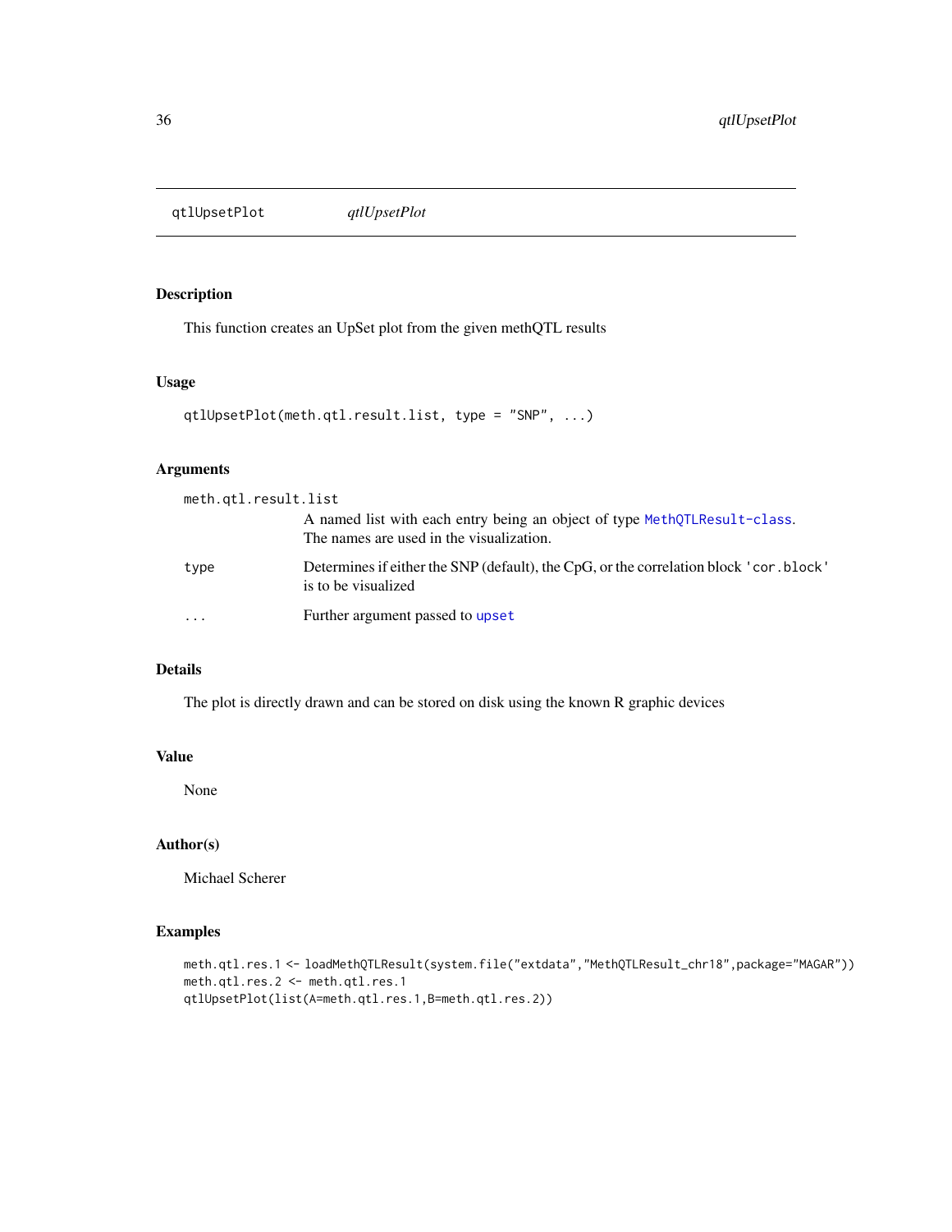# qtlUpsetPlot

*qtlUpsetPlot*

## Description

This function creates an UpSet plot from the given methQTL results

## Usage

```
qtlUpsetPlot(meth.qtl.result.list, type = "SNP", ...)
```

## Arguments

- `meth.qtl.result.list` — A named list with each entry being an object of type `MethQTLResult-class`. The names are used in the visualization.
- `type` — Determines if either the SNP (default), the CpG, or the correlation block `'cor.block'` is to be visualized
- `...` — Further argument passed to `upset`

## Details

The plot is directly drawn and can be stored on disk using the known R graphic devices

## Value

None

## Author(s)

Michael Scherer

## Examples

```
meth.qtl.res.1 <- loadMethQTLResult(system.file("extdata","MethQTLResult_chr18",package="MAGAR"))
meth.qtl.res.2 <- meth.qtl.res.1
qtlUpsetPlot(list(A=meth.qtl.res.1,B=meth.qtl.res.2))
```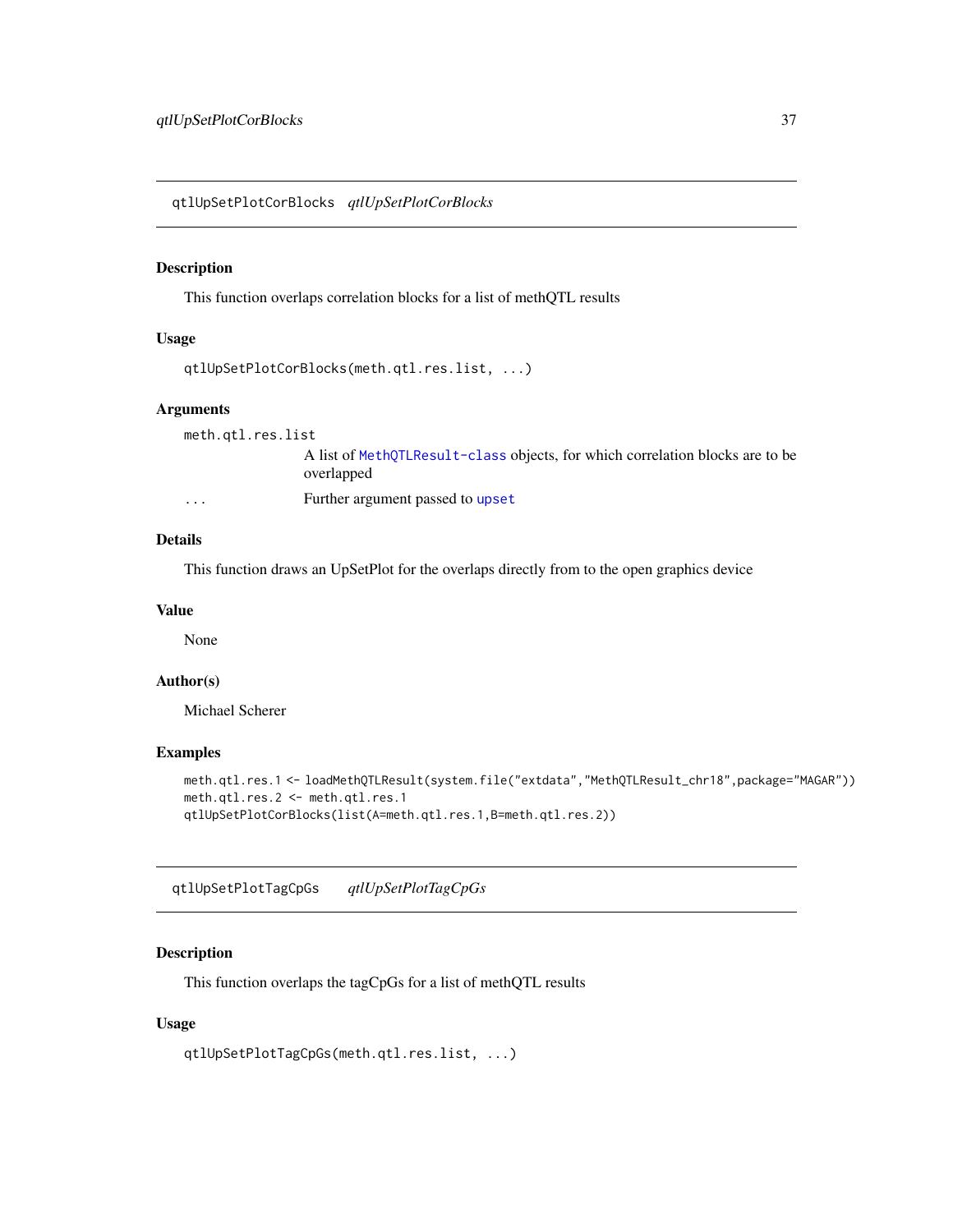## qtlUpSetPlotCorBlocks *qtlUpSetPlotCorBlocks*

### Description

This function overlaps correlation blocks for a list of methQTL results

### Usage

```
qtlUpSetPlotCorBlocks(meth.qtl.res.list, ...)
```

### Arguments

| | |
|---|---|
| `meth.qtl.res.list` | A list of `MethQTLResult-class` objects, for which correlation blocks are to be overlapped |
| `...` | Further argument passed to `upset` |

### Details

This function draws an UpSetPlot for the overlaps directly from to the open graphics device

### Value

None

### Author(s)

Michael Scherer

### Examples

```
meth.qtl.res.1 <- loadMethQTLResult(system.file("extdata","MethQTLResult_chr18",package="MAGAR"))
meth.qtl.res.2 <- meth.qtl.res.1
qtlUpSetPlotCorBlocks(list(A=meth.qtl.res.1,B=meth.qtl.res.2))
```

## qtlUpSetPlotTagCpGs *qtlUpSetPlotTagCpGs*

### Description

This function overlaps the tagCpGs for a list of methQTL results

### Usage

```
qtlUpSetPlotTagCpGs(meth.qtl.res.list, ...)
```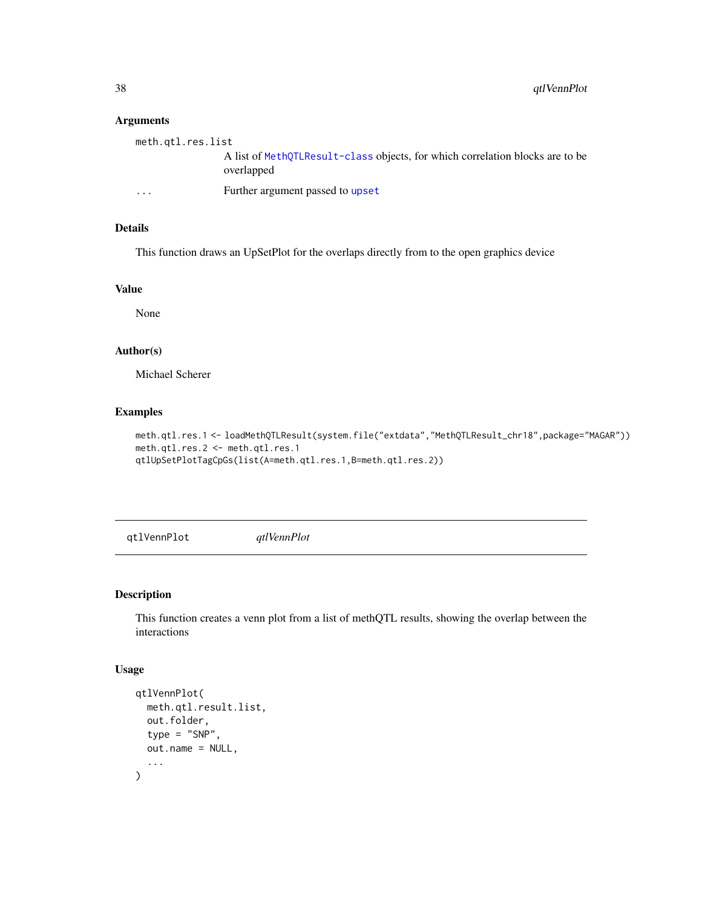### Arguments

`meth.qtl.res.list`
: A list of `MethQTLResult-class` objects, for which correlation blocks are to be overlapped

`...`
: Further argument passed to `upset`

### Details

This function draws an UpSetPlot for the overlaps directly from to the open graphics device

### Value

None

### Author(s)

Michael Scherer

### Examples

```
meth.qtl.res.1 <- loadMethQTLResult(system.file("extdata","MethQTLResult_chr18",package="MAGAR"))
meth.qtl.res.2 <- meth.qtl.res.1
qtlUpSetPlotTagCpGs(list(A=meth.qtl.res.1,B=meth.qtl.res.2))
```

---

## qtlVennPlot *qtlVennPlot*

---

### Description

This function creates a venn plot from a list of methQTL results, showing the overlap between the interactions

### Usage

```
qtlVennPlot(
  meth.qtl.result.list,
  out.folder,
  type = "SNP",
  out.name = NULL,
  ...
)
```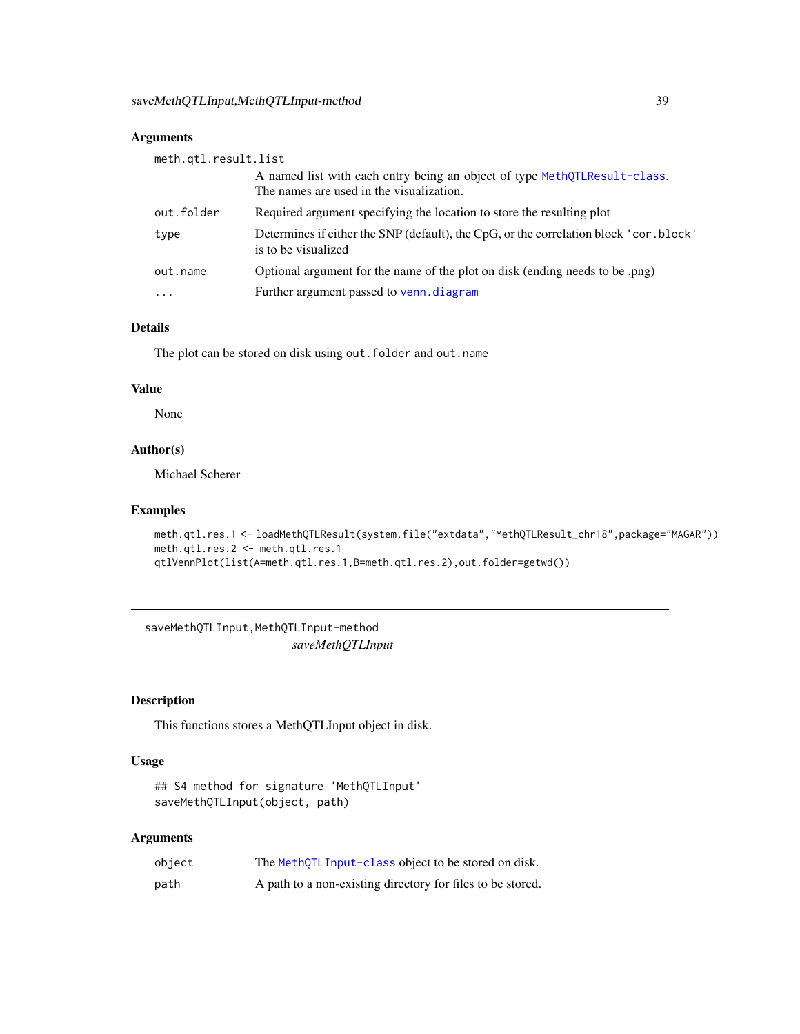### Arguments

| | |
|---|---|
| meth.qtl.result.list | A named list with each entry being an object of type `MethQTLResult-class`. The names are used in the visualization. |
| out.folder | Required argument specifying the location to store the resulting plot |
| type | Determines if either the SNP (default), the CpG, or the correlation block 'cor.block' is to be visualized |
| out.name | Optional argument for the name of the plot on disk (ending needs to be .png) |
| ... | Further argument passed to `venn.diagram` |

### Details

The plot can be stored on disk using `out.folder` and `out.name`

### Value

None

### Author(s)

Michael Scherer

### Examples

```
meth.qtl.res.1 <- loadMethQTLResult(system.file("extdata","MethQTLResult_chr18",package="MAGAR"))
meth.qtl.res.2 <- meth.qtl.res.1
qtlVennPlot(list(A=meth.qtl.res.1,B=meth.qtl.res.2),out.folder=getwd())
```

---

## saveMethQTLInput,MethQTLInput-method

*saveMethQTLInput*

---

### Description

This functions stores a MethQTLInput object in disk.

### Usage

```
## S4 method for signature 'MethQTLInput'
saveMethQTLInput(object, path)
```

### Arguments

| | |
|---|---|
| object | The `MethQTLInput-class` object to be stored on disk. |
| path | A path to a non-existing directory for files to be stored. |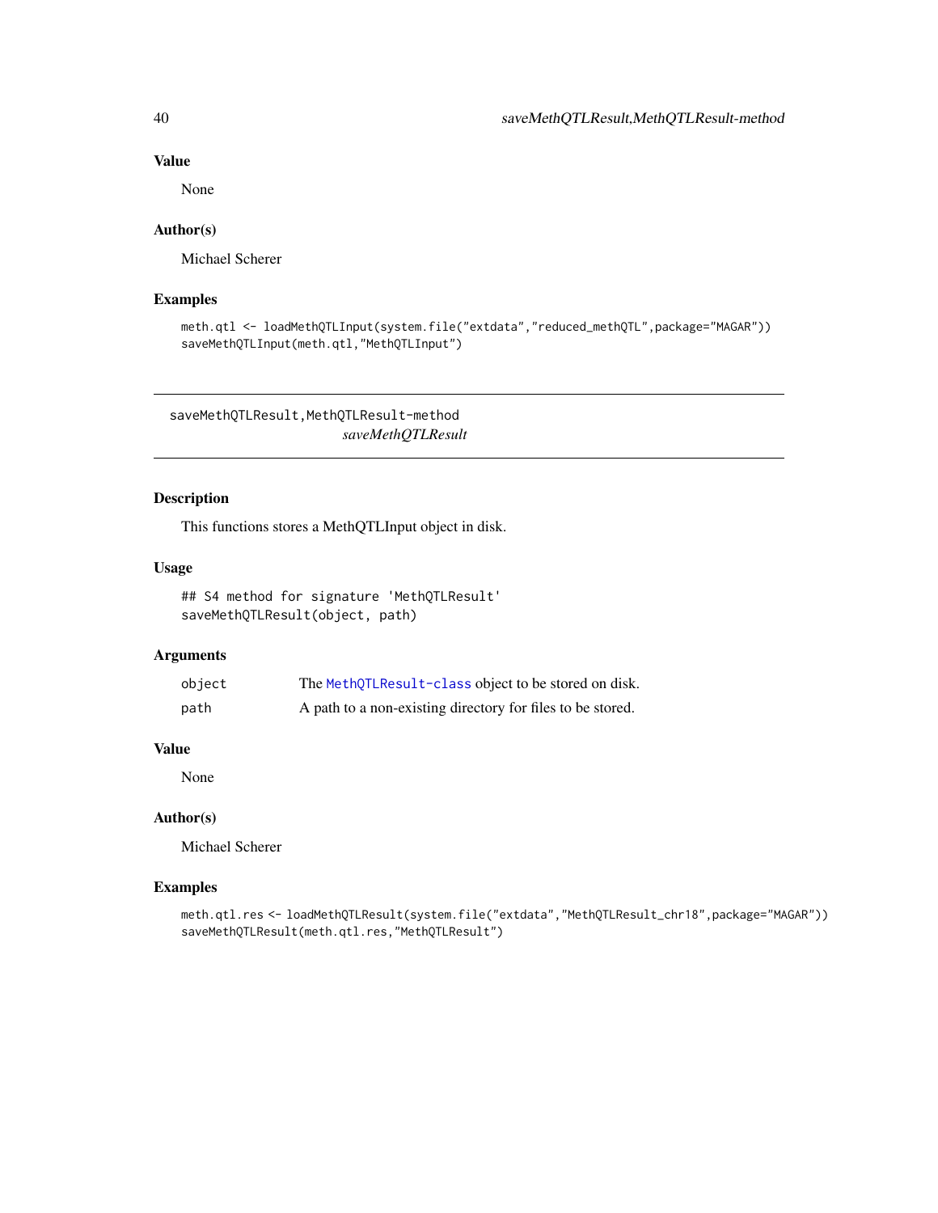### Value

None

### Author(s)

Michael Scherer

### Examples

```
meth.qtl <- loadMethQTLInput(system.file("extdata","reduced_methQTL",package="MAGAR"))
saveMethQTLInput(meth.qtl,"MethQTLInput")
```

---

## saveMethQTLResult,MethQTLResult-method

*saveMethQTLResult*

---

### Description

This functions stores a MethQTLInput object in disk.

### Usage

```
## S4 method for signature 'MethQTLResult'
saveMethQTLResult(object, path)
```

### Arguments

| | |
|---|---|
| object | The `MethQTLResult-class` object to be stored on disk. |
| path | A path to a non-existing directory for files to be stored. |

### Value

None

### Author(s)

Michael Scherer

### Examples

```
meth.qtl.res <- loadMethQTLResult(system.file("extdata","MethQTLResult_chr18",package="MAGAR"))
saveMethQTLResult(meth.qtl.res,"MethQTLResult")
```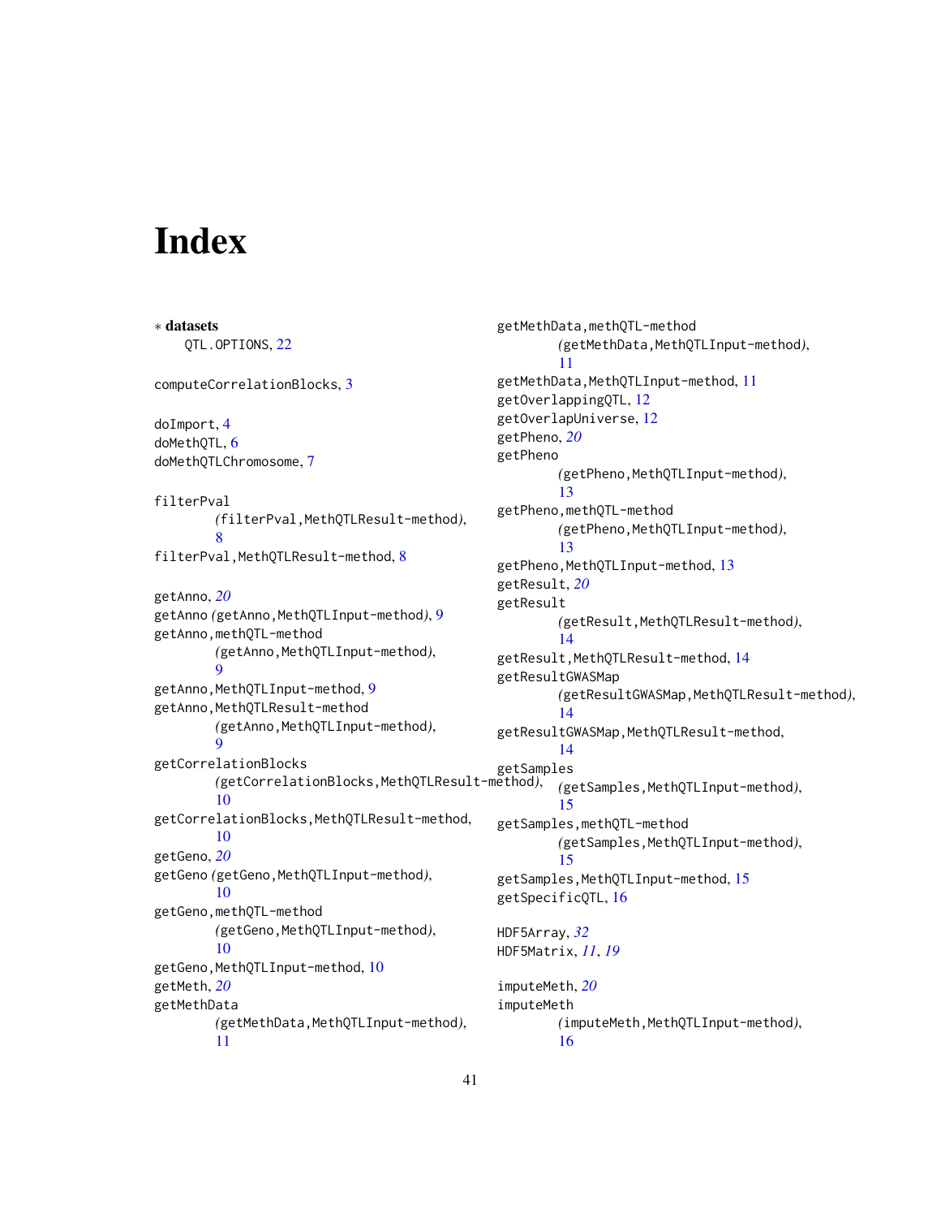# Index

∗ **datasets**
QTL.OPTIONS, 22

computeCorrelationBlocks, 3

doImport, 4
doMethQTL, 6
doMethQTLChromosome, 7

filterPval
(filterPval,MethQTLResult-method), 8
filterPval,MethQTLResult-method, 8

getAnno, *20*
getAnno (getAnno,MethQTLInput-method), 9
getAnno,methQTL-method
(getAnno,MethQTLInput-method), 9
getAnno,MethQTLInput-method, 9
getAnno,MethQTLResult-method
(getAnno,MethQTLInput-method), 9
getCorrelationBlocks
(getCorrelationBlocks,MethQTLResult-method), 10
getCorrelationBlocks,MethQTLResult-method, 10
getGeno, *20*
getGeno (getGeno,MethQTLInput-method), 10
getGeno,methQTL-method
(getGeno,MethQTLInput-method), 10
getGeno,MethQTLInput-method, 10
getMeth, *20*
getMethData
(getMethData,MethQTLInput-method), 11
getMethData,methQTL-method
(getMethData,MethQTLInput-method), 11
getMethData,MethQTLInput-method, 11
getOverlappingQTL, 12
getOverlapUniverse, 12
getPheno, *20*
getPheno
(getPheno,MethQTLInput-method), 13
getPheno,methQTL-method
(getPheno,MethQTLInput-method), 13
getPheno,MethQTLInput-method, 13
getResult, *20*
getResult
(getResult,MethQTLResult-method), 14
getResult,MethQTLResult-method, 14
getResultGWASMap
(getResultGWASMap,MethQTLResult-method), 14
getResultGWASMap,MethQTLResult-method, 14
getSamples
(getSamples,MethQTLInput-method), 15
getSamples,methQTL-method
(getSamples,MethQTLInput-method), 15
getSamples,MethQTLInput-method, 15
getSpecificQTL, 16

HDF5Array, *32*
HDF5Matrix, *11*, *19*

imputeMeth, *20*
imputeMeth
(imputeMeth,MethQTLInput-method), 16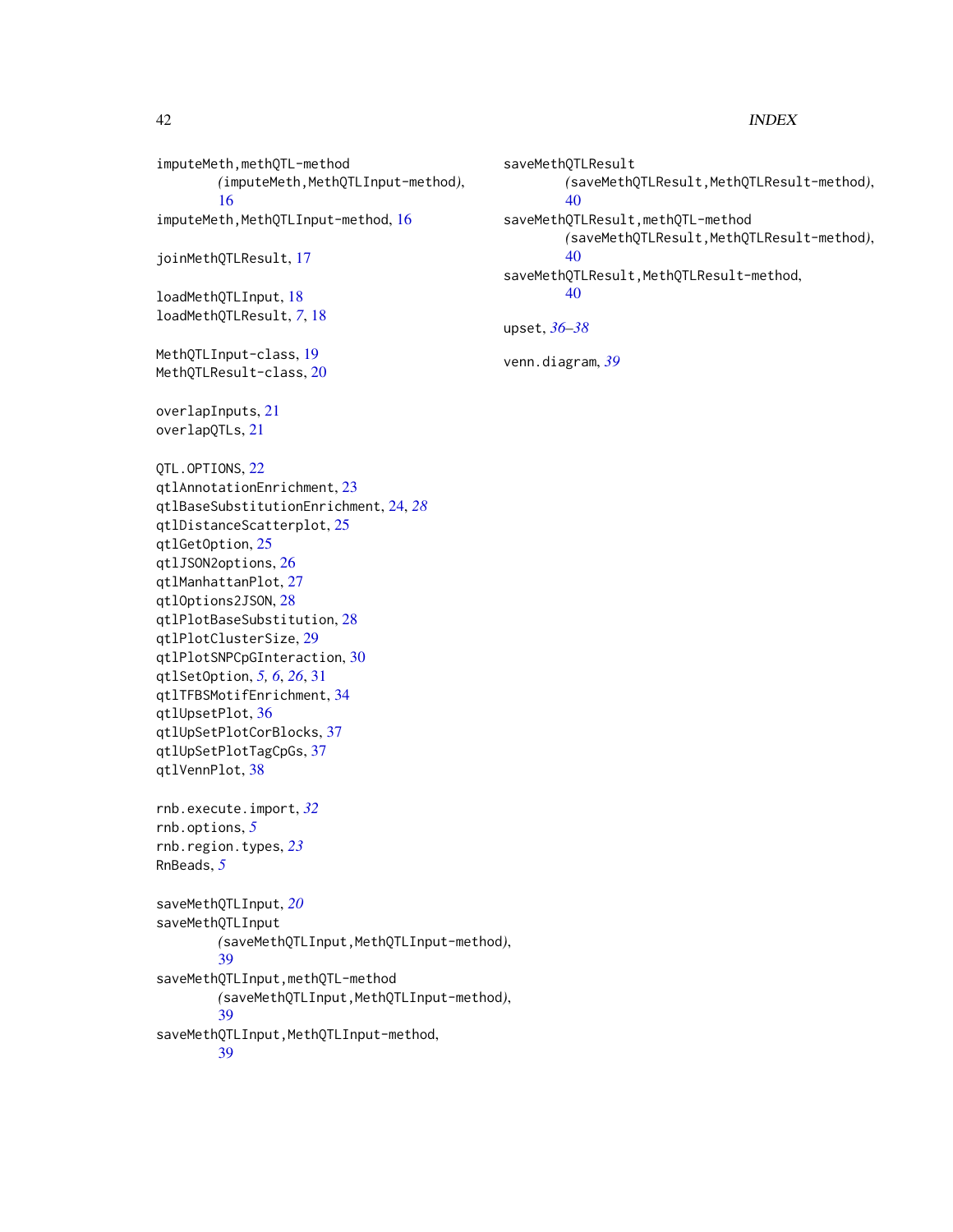imputeMeth,methQTL-method
    *(*imputeMeth,MethQTLInput-method*)*,
    16
imputeMeth,MethQTLInput-method, 16

joinMethQTLResult, 17

loadMethQTLInput, 18
loadMethQTLResult, *7*, 18

MethQTLInput-class, 19
MethQTLResult-class, 20

overlapInputs, 21
overlapQTLs, 21

QTL.OPTIONS, 22
qtlAnnotationEnrichment, 23
qtlBaseSubstitutionEnrichment, 24, *28*
qtlDistanceScatterplot, 25
qtlGetOption, 25
qtlJSON2options, 26
qtlManhattanPlot, 27
qtlOptions2JSON, 28
qtlPlotBaseSubstitution, 28
qtlPlotClusterSize, 29
qtlPlotSNPCpGInteraction, 30
qtlSetOption, *5, 6*, *26*, 31
qtlTFBSMotifEnrichment, 34
qtlUpsetPlot, 36
qtlUpSetPlotCorBlocks, 37
qtlUpSetPlotTagCpGs, 37
qtlVennPlot, 38

rnb.execute.import, *32*
rnb.options, *5*
rnb.region.types, *23*
RnBeads, *5*

saveMethQTLInput, *20*
saveMethQTLInput
    *(*saveMethQTLInput,MethQTLInput-method*)*,
    39
saveMethQTLInput,methQTL-method
    *(*saveMethQTLInput,MethQTLInput-method*)*,
    39
saveMethQTLInput,MethQTLInput-method,
    39
saveMethQTLResult
    *(*saveMethQTLResult,MethQTLResult-method*)*,
    40
saveMethQTLResult,methQTL-method
    *(*saveMethQTLResult,MethQTLResult-method*)*,
    40
saveMethQTLResult,MethQTLResult-method,
    40

upset, *36–38*

venn.diagram, *39*